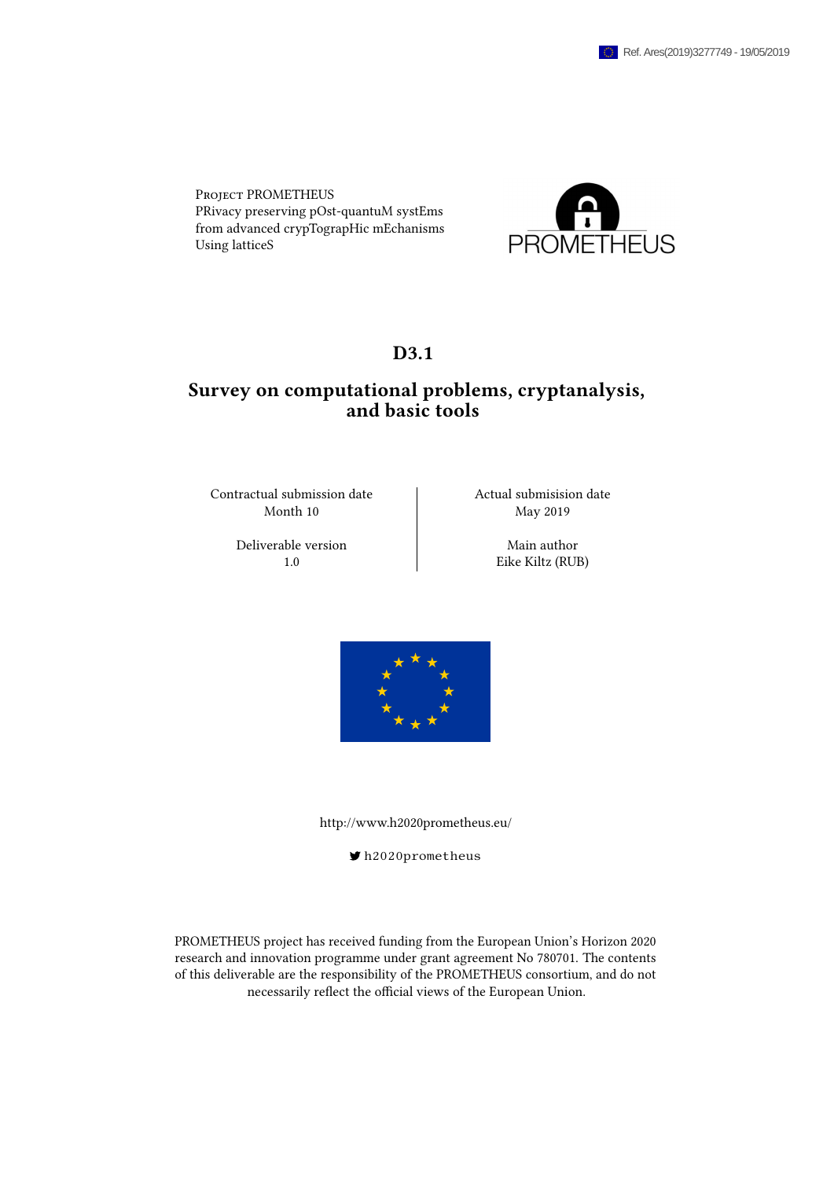Ref. Ares(2019)3277749 - 19/05/2019

Project PROMETHEUS
PRivacy preserving pOst-quantuM systEms
from advanced crypTograpHic mEchanisms
Using latticeS

PROMETHEUS

# D3.1

## Survey on computational problems, cryptanalysis, and basic tools

| Contractual submission date | Actual submisision date |
|---|---|
| Month 10 | May 2019 |
| **Deliverable version** | **Main author** |
| 1.0 | Eike Kiltz (RUB) |

http://www.h2020prometheus.eu/

h2020prometheus

PROMETHEUS project has received funding from the European Union's Horizon 2020 research and innovation programme under grant agreement No 780701. The contents of this deliverable are the responsibility of the PROMETHEUS consortium, and do not necessarily reflect the official views of the European Union.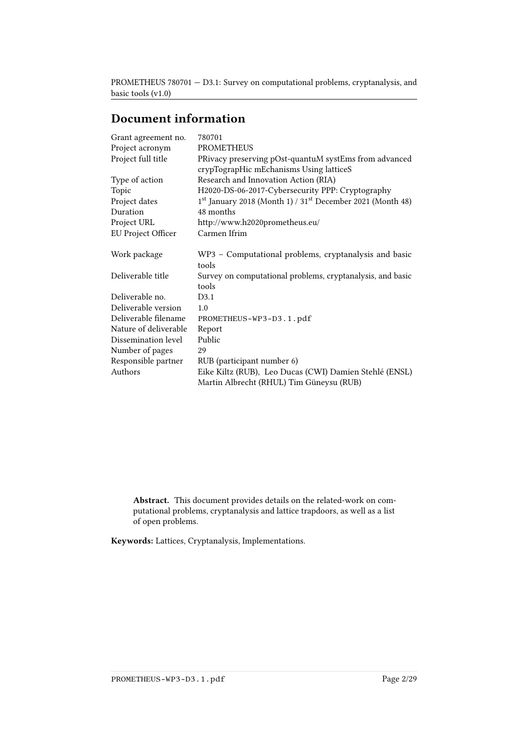# Document information

| | |
|---|---|
| Grant agreement no. | 780701 |
| Project acronym | PROMETHEUS |
| Project full title | PRivacy preserving pOst-quantuM systEms from advanced crypTograpHic mEchanisms Using latticeS |
| Type of action | Research and Innovation Action (RIA) |
| Topic | H2020-DS-06-2017-Cybersecurity PPP: Cryptography |
| Project dates | 1st January 2018 (Month 1) / 31st December 2021 (Month 48) |
| Duration | 48 months |
| Project URL | http://www.h2020prometheus.eu/ |
| EU Project Officer | Carmen Ifrim |
| Work package | WP3 – Computational problems, cryptanalysis and basic tools |
| Deliverable title | Survey on computational problems, cryptanalysis, and basic tools |
| Deliverable no. | D3.1 |
| Deliverable version | 1.0 |
| Deliverable filename | PROMETHEUS-WP3-D3.1.pdf |
| Nature of deliverable | Report |
| Dissemination level | Public |
| Number of pages | 29 |
| Responsible partner | RUB (participant number 6) |
| Authors | Eike Kiltz (RUB), Leo Ducas (CWI) Damien Stehlé (ENSL) Martin Albrecht (RHUL) Tim Güneysu (RUB) |

**Abstract.** This document provides details on the related-work on computational problems, cryptanalysis and lattice trapdoors, as well as a list of open problems.

**Keywords:** Lattices, Cryptanalysis, Implementations.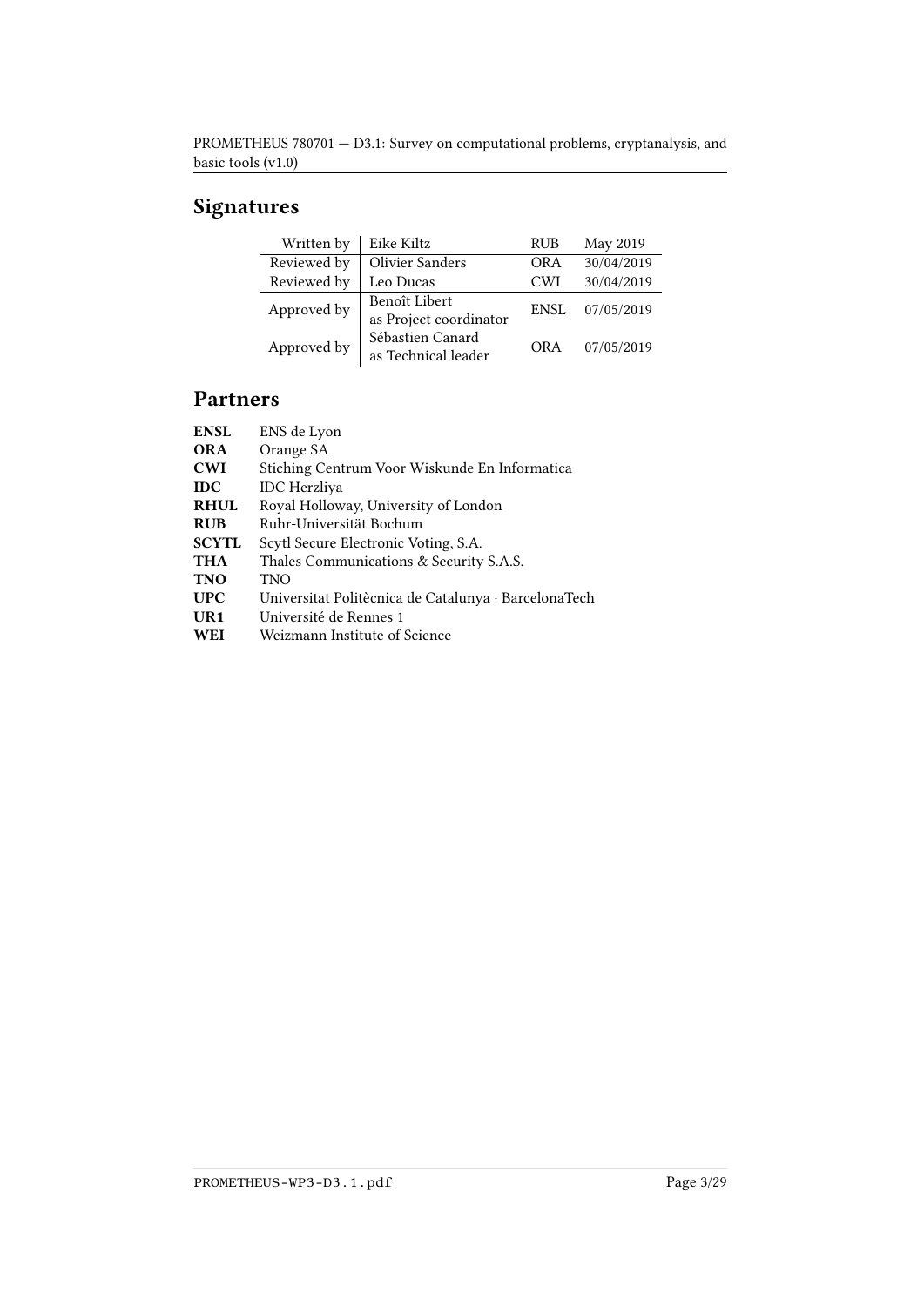## Signatures

| | | | |
|---|---|---|---|
| Written by | Eike Kiltz | RUB | May 2019 |
| Reviewed by | Olivier Sanders | ORA | 30/04/2019 |
| Reviewed by | Leo Ducas | CWI | 30/04/2019 |
| Approved by | Benoît Libert<br>as Project coordinator | ENSL | 07/05/2019 |
| Approved by | Sébastien Canard<br>as Technical leader | ORA | 07/05/2019 |

## Partners

| | |
|---|---|
| **ENSL** | ENS de Lyon |
| **ORA** | Orange SA |
| **CWI** | Stiching Centrum Voor Wiskunde En Informatica |
| **IDC** | IDC Herzliya |
| **RHUL** | Royal Holloway, University of London |
| **RUB** | Ruhr-Universität Bochum |
| **SCYTL** | Scytl Secure Electronic Voting, S.A. |
| **THA** | Thales Communications & Security S.A.S. |
| **TNO** | TNO |
| **UPC** | Universitat Politècnica de Catalunya · BarcelonaTech |
| **UR1** | Université de Rennes 1 |
| **WEI** | Weizmann Institute of Science |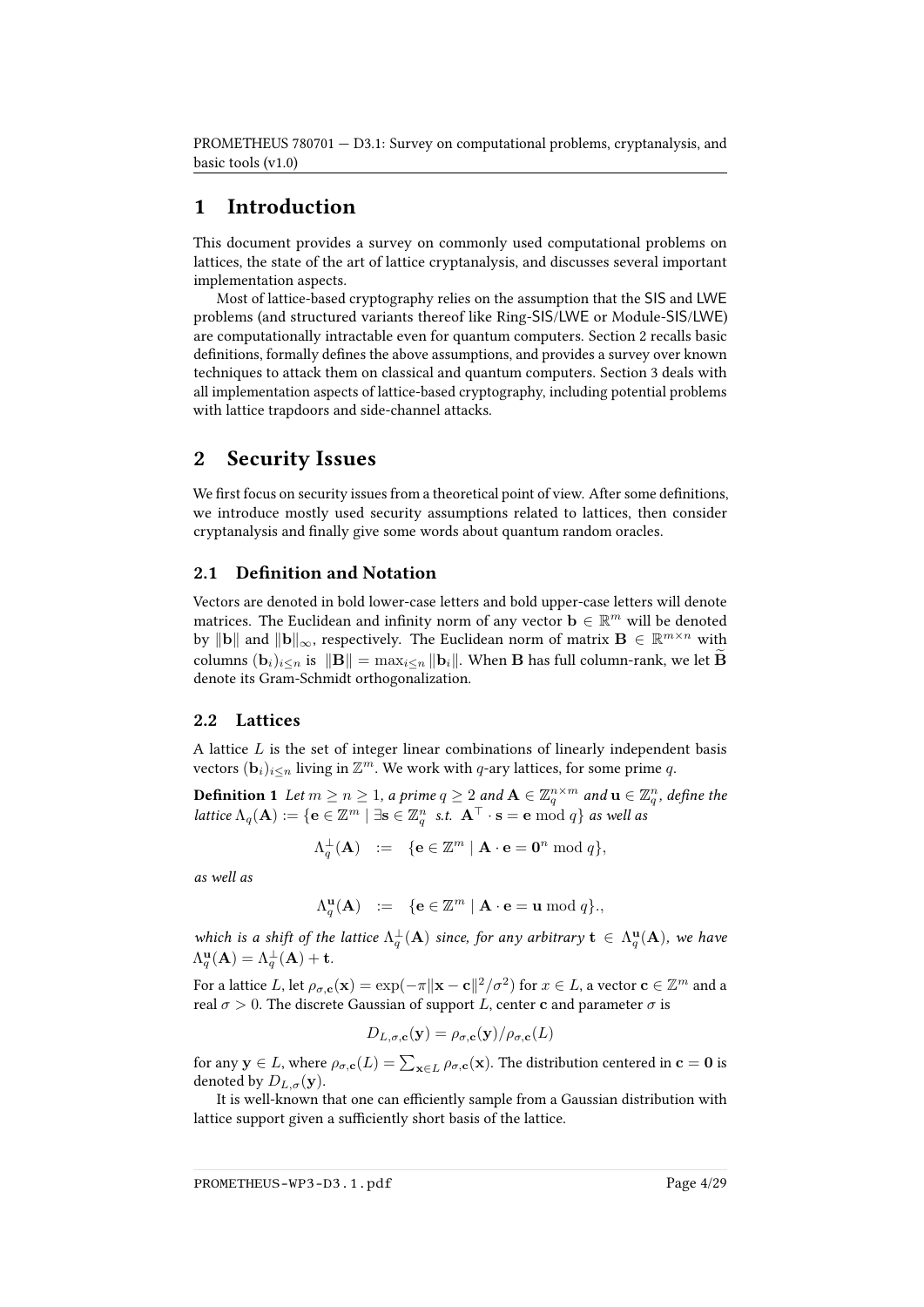# 1 Introduction

This document provides a survey on commonly used computational problems on lattices, the state of the art of lattice cryptanalysis, and discusses several important implementation aspects.

Most of lattice-based cryptography relies on the assumption that the SIS and LWE problems (and structured variants thereof like Ring-SIS/LWE or Module-SIS/LWE) are computationally intractable even for quantum computers. Section 2 recalls basic definitions, formally defines the above assumptions, and provides a survey over known techniques to attack them on classical and quantum computers. Section 3 deals with all implementation aspects of lattice-based cryptography, including potential problems with lattice trapdoors and side-channel attacks.

# 2 Security Issues

We first focus on security issues from a theoretical point of view. After some definitions, we introduce mostly used security assumptions related to lattices, then consider cryptanalysis and finally give some words about quantum random oracles.

## 2.1 Definition and Notation

Vectors are denoted in bold lower-case letters and bold upper-case letters will denote matrices. The Euclidean and infinity norm of any vector $\mathbf{b} \in \mathbb{R}^m$ will be denoted by $\|\mathbf{b}\|$ and $\|\mathbf{b}\|_\infty$, respectively. The Euclidean norm of matrix $\mathbf{B} \in \mathbb{R}^{m \times n}$ with columns $(\mathbf{b}_i)_{i \leq n}$ is $\|\mathbf{B}\| = \max_{i \leq n} \|\mathbf{b}_i\|$. When $\mathbf{B}$ has full column-rank, we let $\widetilde{\mathbf{B}}$ denote its Gram-Schmidt orthogonalization.

## 2.2 Lattices

A lattice $L$ is the set of integer linear combinations of linearly independent basis vectors $(\mathbf{b}_i)_{i \leq n}$ living in $\mathbb{Z}^m$. We work with $q$-ary lattices, for some prime $q$.

**Definition 1** *Let $m \geq n \geq 1$, a prime $q \geq 2$ and $\mathbf{A} \in \mathbb{Z}_q^{n \times m}$ and $\mathbf{u} \in \mathbb{Z}_q^n$, define the lattice $\Lambda_q(\mathbf{A}) := \{\mathbf{e} \in \mathbb{Z}^m \mid \exists \mathbf{s} \in \mathbb{Z}_q^n \text{ s.t. } \mathbf{A}^\top \cdot \mathbf{s} = \mathbf{e} \bmod q\}$ as well as*

$$\Lambda_q^\perp(\mathbf{A}) \quad := \quad \{\mathbf{e} \in \mathbb{Z}^m \mid \mathbf{A} \cdot \mathbf{e} = \mathbf{0}^n \bmod q\},$$

*as well as*

$$\Lambda_q^{\mathbf{u}}(\mathbf{A}) \quad := \quad \{\mathbf{e} \in \mathbb{Z}^m \mid \mathbf{A} \cdot \mathbf{e} = \mathbf{u} \bmod q\}.,$$

*which is a shift of the lattice $\Lambda_q^\perp(\mathbf{A})$ since, for any arbitrary $\mathbf{t} \in \Lambda_q^{\mathbf{u}}(\mathbf{A})$, we have $\Lambda_q^{\mathbf{u}}(\mathbf{A}) = \Lambda_q^\perp(\mathbf{A}) + \mathbf{t}$.*

For a lattice $L$, let $\rho_{\sigma,\mathbf{c}}(\mathbf{x}) = \exp(-\pi\|\mathbf{x} - \mathbf{c}\|^2/\sigma^2)$ for $x \in L$, a vector $\mathbf{c} \in \mathbb{Z}^m$ and a real $\sigma > 0$. The discrete Gaussian of support $L$, center $\mathbf{c}$ and parameter $\sigma$ is

$$D_{L,\sigma,\mathbf{c}}(\mathbf{y}) = \rho_{\sigma,\mathbf{c}}(\mathbf{y})/\rho_{\sigma,\mathbf{c}}(L)$$

for any $\mathbf{y} \in L$, where $\rho_{\sigma,\mathbf{c}}(L) = \sum_{\mathbf{x} \in L} \rho_{\sigma,\mathbf{c}}(\mathbf{x})$. The distribution centered in $\mathbf{c} = \mathbf{0}$ is denoted by $D_{L,\sigma}(\mathbf{y})$.

It is well-known that one can efficiently sample from a Gaussian distribution with lattice support given a sufficiently short basis of the lattice.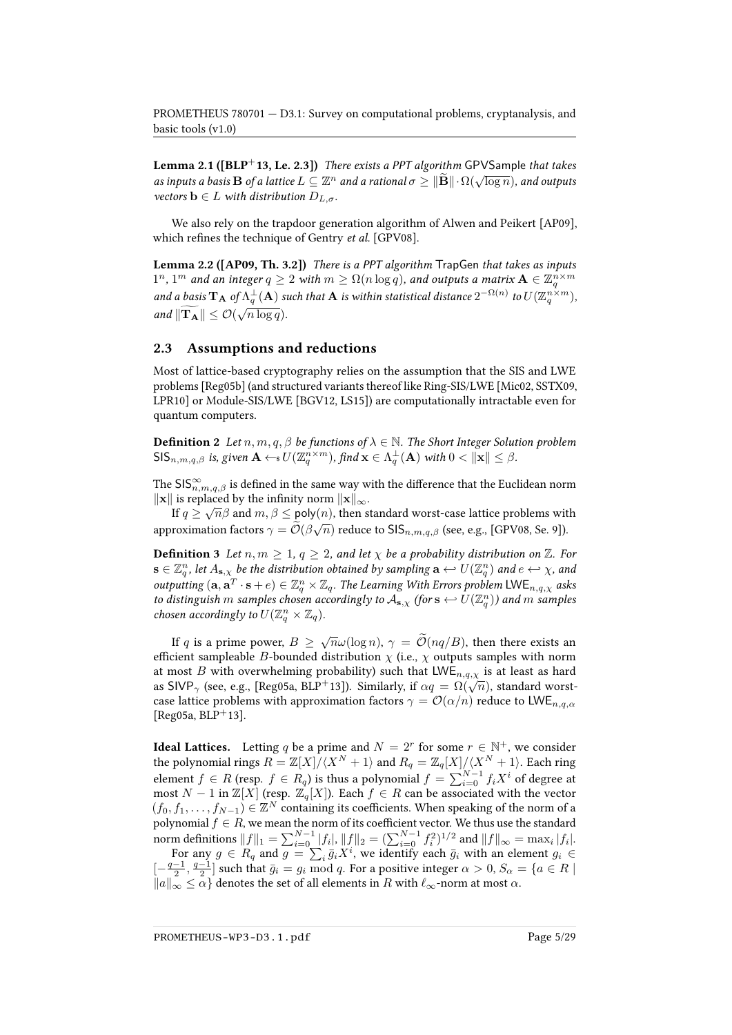**Lemma 2.1 ([BLP+13, Le. 2.3])** *There exists a PPT algorithm* GPVSample *that takes as inputs a basis $\mathbf{B}$ of a lattice $L \subseteq \mathbb{Z}^n$ and a rational $\sigma \geq \|\widetilde{\mathbf{B}}\| \cdot \Omega(\sqrt{\log n})$, and outputs vectors $\mathbf{b} \in L$ with distribution $D_{L,\sigma}$.*

We also rely on the trapdoor generation algorithm of Alwen and Peikert [AP09], which refines the technique of Gentry *et al.* [GPV08].

**Lemma 2.2 ([AP09, Th. 3.2])** *There is a PPT algorithm* TrapGen *that takes as inputs $1^n$, $1^m$ and an integer $q \geq 2$ with $m \geq \Omega(n \log q)$, and outputs a matrix $\mathbf{A} \in \mathbb{Z}_q^{n \times m}$ and a basis $\mathbf{T_A}$ of $\Lambda_q^{\perp}(\mathbf{A})$ such that $\mathbf{A}$ is within statistical distance $2^{-\Omega(n)}$ to $U(\mathbb{Z}_q^{n\times m})$, and $\|\widetilde{\mathbf{T_A}}\| \leq \mathcal{O}(\sqrt{n \log q})$.*

## 2.3 Assumptions and reductions

Most of lattice-based cryptography relies on the assumption that the SIS and LWE problems [Reg05b] (and structured variants thereof like Ring-SIS/LWE [Mic02, SSTX09, LPR10] or Module-SIS/LWE [BGV12, LS15]) are computationally intractable even for quantum computers.

**Definition 2** *Let $n, m, q, \beta$ be functions of $\lambda \in \mathbb{N}$. The Short Integer Solution problem $\mathsf{SIS}_{n,m,q,\beta}$ is, given $\mathbf{A} \hookleftarrow_{\$} U(\mathbb{Z}_q^{n\times m})$, find $\mathbf{x} \in \Lambda_q^{\perp}(\mathbf{A})$ with $0 < \|\mathbf{x}\| \leq \beta$.*

The $\mathsf{SIS}^{\infty}_{n,m,q,\beta}$ is defined in the same way with the difference that the Euclidean norm $\|\mathbf{x}\|$ is replaced by the infinity norm $\|\mathbf{x}\|_\infty$.

If $q \geq \sqrt{n}\beta$ and $m, \beta \leq \mathsf{poly}(n)$, then standard worst-case lattice problems with approximation factors $\gamma = \widetilde{\mathcal{O}}(\beta\sqrt{n})$ reduce to $\mathsf{SIS}_{n,m,q,\beta}$ (see, e.g., [GPV08, Se. 9]).

**Definition 3** *Let $n, m \geq 1$, $q \geq 2$, and let $\chi$ be a probability distribution on $\mathbb{Z}$. For $\mathbf{s} \in \mathbb{Z}_q^n$, let $A_{\mathbf{s},\chi}$ be the distribution obtained by sampling $\mathbf{a} \hookleftarrow U(\mathbb{Z}_q^n)$ and $e \hookleftarrow \chi$, and outputting $(\mathbf{a}, \mathbf{a}^T \cdot \mathbf{s} + e) \in \mathbb{Z}_q^n \times \mathbb{Z}_q$. The Learning With Errors problem $\mathsf{LWE}_{n,q,\chi}$ asks to distinguish $m$ samples chosen accordingly to $\mathcal{A}_{\mathbf{s},\chi}$ (for $\mathbf{s} \hookleftarrow U(\mathbb{Z}_q^n)$) and $m$ samples chosen accordingly to $U(\mathbb{Z}_q^n \times \mathbb{Z}_q)$.*

If $q$ is a prime power, $B \geq \sqrt{n}\omega(\log n)$, $\gamma = \widetilde{\mathcal{O}}(nq/B)$, then there exists an efficient sampleable $B$-bounded distribution $\chi$ (i.e., $\chi$ outputs samples with norm at most $B$ with overwhelming probability) such that $\mathsf{LWE}_{n,q,\chi}$ is at least as hard as $\mathsf{SIVP}_\gamma$ (see, e.g., [Reg05a, BLP+13]). Similarly, if $\alpha q = \Omega(\sqrt{n})$, standard worst-case lattice problems with approximation factors $\gamma = \mathcal{O}(\alpha/n)$ reduce to $\mathsf{LWE}_{n,q,\alpha}$ [Reg05a, BLP+13].

**Ideal Lattices.** Letting $q$ be a prime and $N = 2^r$ for some $r \in \mathbb{N}^+$, we consider the polynomial rings $R = \mathbb{Z}[X]/\langle X^N + 1\rangle$ and $R_q = \mathbb{Z}_q[X]/\langle X^N + 1\rangle$. Each ring element $f \in R$ (resp. $f \in R_q$) is thus a polynomial $f = \sum_{i=0}^{N-1} f_i X^i$ of degree at most $N-1$ in $\mathbb{Z}[X]$ (resp. $\mathbb{Z}_q[X]$). Each $f \in R$ can be associated with the vector $(f_0, f_1, \ldots, f_{N-1}) \in \mathbb{Z}^N$ containing its coefficients. When speaking of the norm of a polynomial $f \in R$, we mean the norm of its coefficient vector. We thus use the standard norm definitions $\|f\|_1 = \sum_{i=0}^{N-1}|f_i|$, $\|f\|_2 = (\sum_{i=0}^{N-1} f_i^2)^{1/2}$ and $\|f\|_\infty = \max_i |f_i|$.

For any $g \in R_q$ and $g = \sum_i \bar{g}_i X^i$, we identify each $\bar{g}_i$ with an element $g_i \in [-\frac{q-1}{2}, \frac{q-1}{2}]$ such that $\bar{g}_i = g_i \bmod q$. For a positive integer $\alpha > 0$, $S_\alpha = \{a \in R \mid \|a\|_\infty \leq \alpha\}$ denotes the set of all elements in $R$ with $\ell_\infty$-norm at most $\alpha$.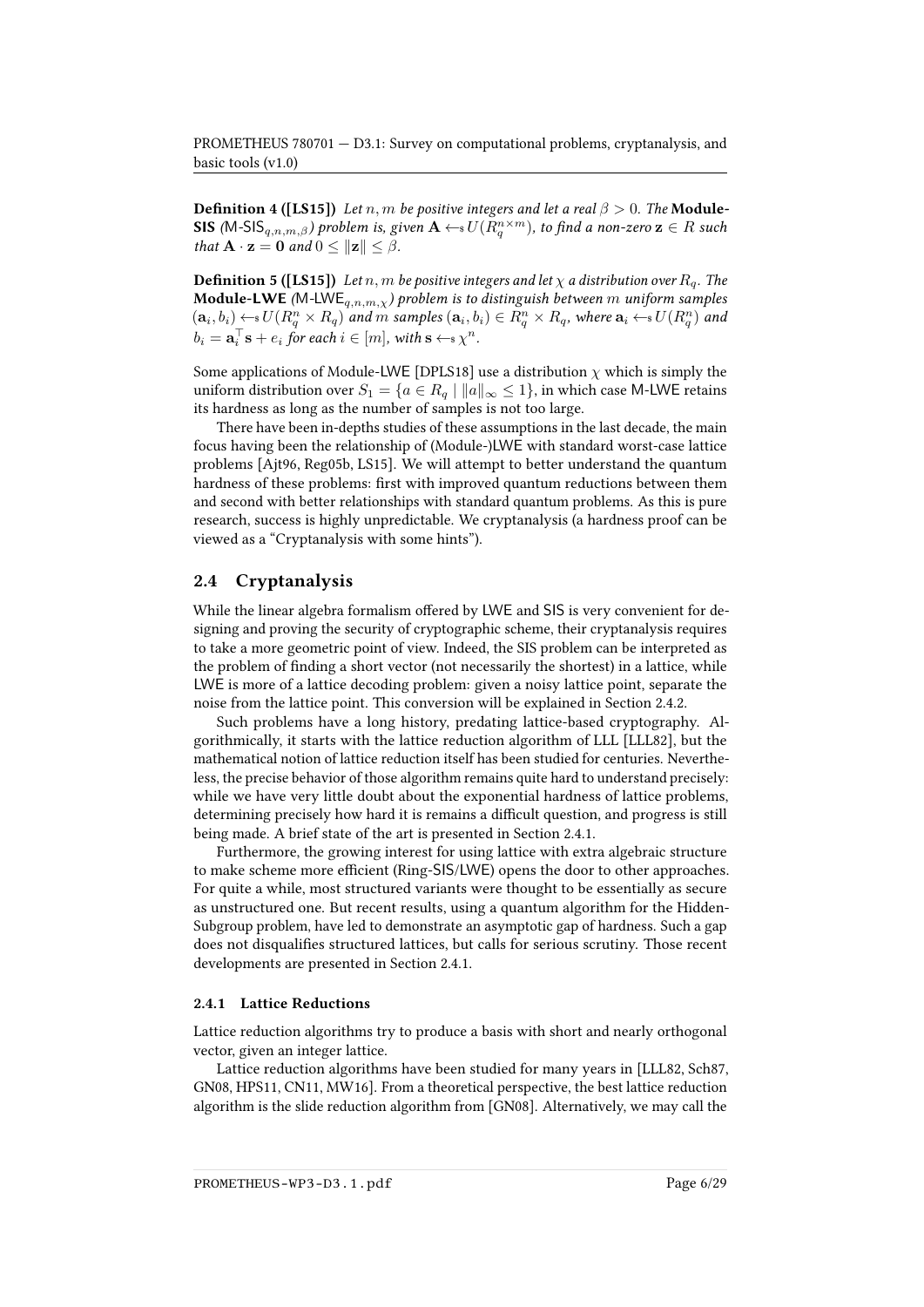**Definition 4 ([LS15])** *Let $n, m$ be positive integers and let a real $\beta > 0$. The* **Module-SIS** *(M-SIS$_{q,n,m,\beta}$) problem is, given $\mathbf{A} \leftarrow\!\!\$\, U(R_q^{n\times m})$, to find a non-zero $\mathbf{z} \in R$ such that $\mathbf{A} \cdot \mathbf{z} = \mathbf{0}$ and $0 \leq \|\mathbf{z}\| \leq \beta$.*

**Definition 5 ([LS15])** *Let $n, m$ be positive integers and let $\chi$ a distribution over $R_q$. The* **Module-LWE** *(M-LWE$_{q,n,m,\chi}$) problem is to distinguish between $m$ uniform samples $(\mathbf{a}_i, b_i) \leftarrow\!\!\$\, U(R_q^n \times R_q)$ and $m$ samples $(\mathbf{a}_i, b_i) \in R_q^n \times R_q$, where $\mathbf{a}_i \leftarrow\!\!\$\, U(R_q^n)$ and $b_i = \mathbf{a}_i^\top \mathbf{s} + e_i$ for each $i \in [m]$, with $\mathbf{s} \leftarrow\!\!\$\, \chi^n$.*

Some applications of Module-LWE [DPLS18] use a distribution $\chi$ which is simply the uniform distribution over $S_1 = \{a \in R_q \mid \|a\|_\infty \leq 1\}$, in which case M-LWE retains its hardness as long as the number of samples is not too large.

There have been in-depths studies of these assumptions in the last decade, the main focus having been the relationship of (Module-)LWE with standard worst-case lattice problems [Ajt96, Reg05b, LS15]. We will attempt to better understand the quantum hardness of these problems: first with improved quantum reductions between them and second with better relationships with standard quantum problems. As this is pure research, success is highly unpredictable. We cryptanalysis (a hardness proof can be viewed as a "Cryptanalysis with some hints").

## 2.4 Cryptanalysis

While the linear algebra formalism offered by LWE and SIS is very convenient for designing and proving the security of cryptographic scheme, their cryptanalysis requires to take a more geometric point of view. Indeed, the SIS problem can be interpreted as the problem of finding a short vector (not necessarily the shortest) in a lattice, while LWE is more of a lattice decoding problem: given a noisy lattice point, separate the noise from the lattice point. This conversion will be explained in Section 2.4.2.

Such problems have a long history, predating lattice-based cryptography. Algorithmically, it starts with the lattice reduction algorithm of LLL [LLL82], but the mathematical notion of lattice reduction itself has been studied for centuries. Nevertheless, the precise behavior of those algorithm remains quite hard to understand precisely: while we have very little doubt about the exponential hardness of lattice problems, determining precisely how hard it is remains a difficult question, and progress is still being made. A brief state of the art is presented in Section 2.4.1.

Furthermore, the growing interest for using lattice with extra algebraic structure to make scheme more efficient (Ring-SIS/LWE) opens the door to other approaches. For quite a while, most structured variants were thought to be essentially as secure as unstructured one. But recent results, using a quantum algorithm for the Hidden-Subgroup problem, have led to demonstrate an asymptotic gap of hardness. Such a gap does not disqualifies structured lattices, but calls for serious scrutiny. Those recent developments are presented in Section 2.4.1.

### 2.4.1 Lattice Reductions

Lattice reduction algorithms try to produce a basis with short and nearly orthogonal vector, given an integer lattice.

Lattice reduction algorithms have been studied for many years in [LLL82, Sch87, GN08, HPS11, CN11, MW16]. From a theoretical perspective, the best lattice reduction algorithm is the slide reduction algorithm from [GN08]. Alternatively, we may call the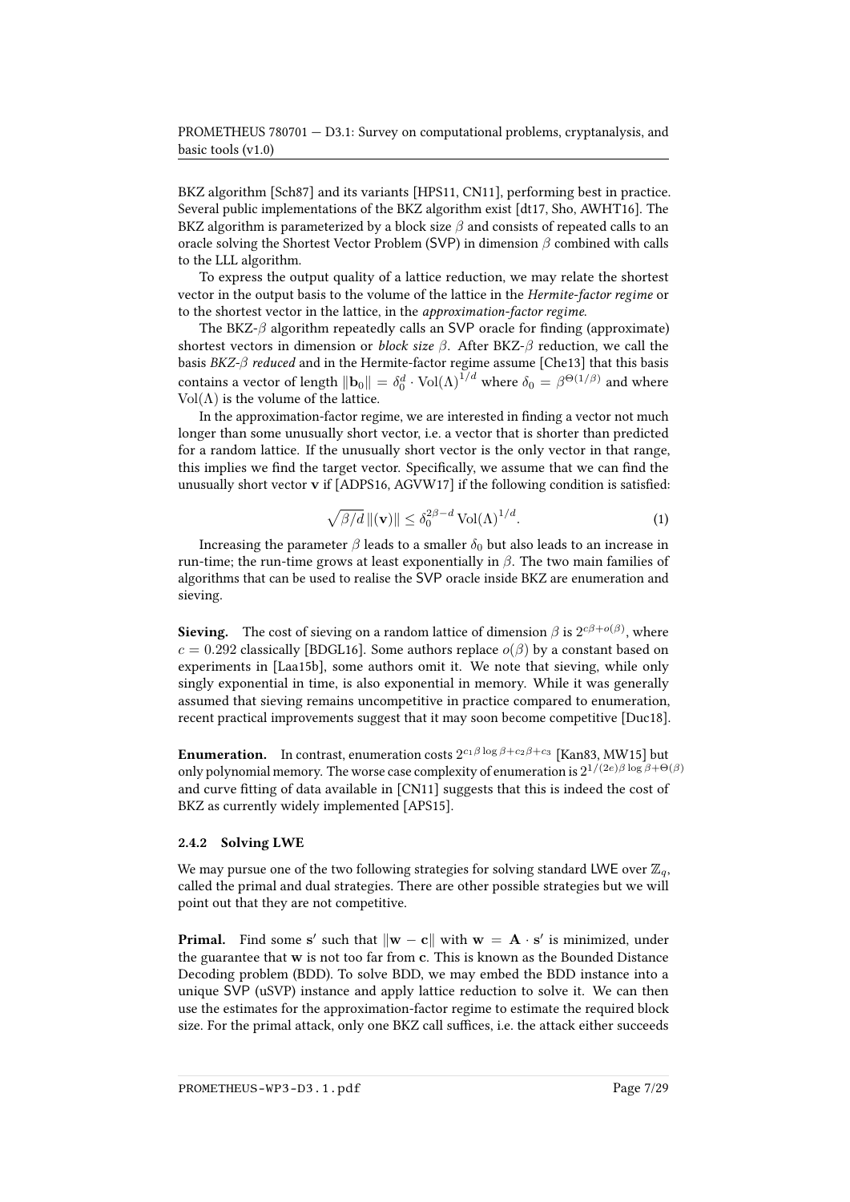BKZ algorithm [Sch87] and its variants [HPS11, CN11], performing best in practice. Several public implementations of the BKZ algorithm exist [dt17, Sho, AWHT16]. The BKZ algorithm is parameterized by a block size $\beta$ and consists of repeated calls to an oracle solving the Shortest Vector Problem (SVP) in dimension $\beta$ combined with calls to the LLL algorithm.

To express the output quality of a lattice reduction, we may relate the shortest vector in the output basis to the volume of the lattice in the *Hermite-factor regime* or to the shortest vector in the lattice, in the *approximation-factor regime*.

The BKZ-$\beta$ algorithm repeatedly calls an SVP oracle for finding (approximate) shortest vectors in dimension or *block size* $\beta$. After BKZ-$\beta$ reduction, we call the basis *BKZ-$\beta$ reduced* and in the Hermite-factor regime assume [Che13] that this basis contains a vector of length $\|\mathbf{b}_0\| = \delta_0^d \cdot \mathrm{Vol}(\Lambda)^{1/d}$ where $\delta_0 = \beta^{\Theta(1/\beta)}$ and where $\mathrm{Vol}(\Lambda)$ is the volume of the lattice.

In the approximation-factor regime, we are interested in finding a vector not much longer than some unusually short vector, i.e. a vector that is shorter than predicted for a random lattice. If the unusually short vector is the only vector in that range, this implies we find the target vector. Specifically, we assume that we can find the unusually short vector $\mathbf{v}$ if [ADPS16, AGVW17] if the following condition is satisfied:

$$\sqrt{\beta/d}\,\|(\mathbf{v})\| \leq \delta_0^{2\beta-d}\,\mathrm{Vol}(\Lambda)^{1/d}. \tag{1}$$

Increasing the parameter $\beta$ leads to a smaller $\delta_0$ but also leads to an increase in run-time; the run-time grows at least exponentially in $\beta$. The two main families of algorithms that can be used to realise the SVP oracle inside BKZ are enumeration and sieving.

**Sieving.** The cost of sieving on a random lattice of dimension $\beta$ is $2^{c\beta+o(\beta)}$, where $c = 0.292$ classically [BDGL16]. Some authors replace $o(\beta)$ by a constant based on experiments in [Laa15b], some authors omit it. We note that sieving, while only singly exponential in time, is also exponential in memory. While it was generally assumed that sieving remains uncompetitive in practice compared to enumeration, recent practical improvements suggest that it may soon become competitive [Duc18].

**Enumeration.** In contrast, enumeration costs $2^{c_1\beta\log\beta+c_2\beta+c_3}$ [Kan83, MW15] but only polynomial memory. The worse case complexity of enumeration is $2^{1/(2e)\beta\log\beta+\Theta(\beta)}$ and curve fitting of data available in [CN11] suggests that this is indeed the cost of BKZ as currently widely implemented [APS15].

### 2.4.2 Solving LWE

We may pursue one of the two following strategies for solving standard LWE over $\mathbb{Z}_q$, called the primal and dual strategies. There are other possible strategies but we will point out that they are not competitive.

**Primal.** Find some $\mathbf{s}'$ such that $\|\mathbf{w} - \mathbf{c}\|$ with $\mathbf{w} = \mathbf{A} \cdot \mathbf{s}'$ is minimized, under the guarantee that $\mathbf{w}$ is not too far from $\mathbf{c}$. This is known as the Bounded Distance Decoding problem (BDD). To solve BDD, we may embed the BDD instance into a unique SVP (uSVP) instance and apply lattice reduction to solve it. We can then use the estimates for the approximation-factor regime to estimate the required block size. For the primal attack, only one BKZ call suffices, i.e. the attack either succeeds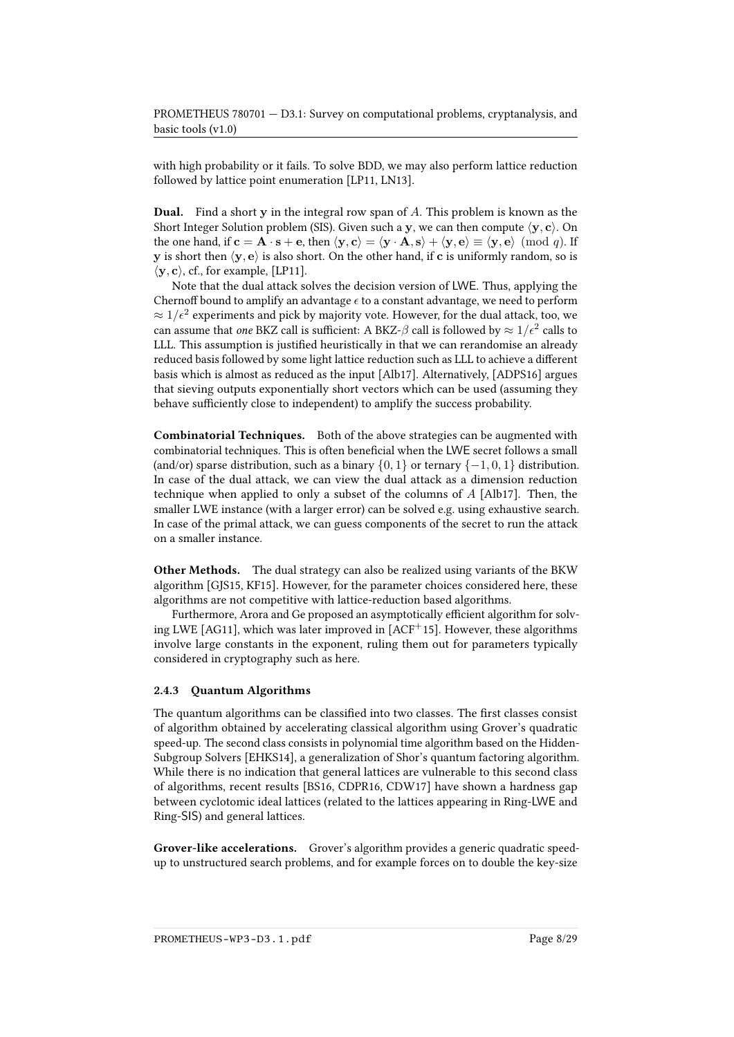with high probability or it fails. To solve BDD, we may also perform lattice reduction followed by lattice point enumeration [LP11, LN13].

**Dual.** Find a short $\mathbf{y}$ in the integral row span of $A$. This problem is known as the Short Integer Solution problem (SIS). Given such a $\mathbf{y}$, we can then compute $\langle \mathbf{y}, \mathbf{c} \rangle$. On the one hand, if $\mathbf{c} = \mathbf{A} \cdot \mathbf{s} + \mathbf{e}$, then $\langle \mathbf{y}, \mathbf{c} \rangle = \langle \mathbf{y} \cdot \mathbf{A}, \mathbf{s} \rangle + \langle \mathbf{y}, \mathbf{e} \rangle \equiv \langle \mathbf{y}, \mathbf{e} \rangle \pmod{q}$. If $\mathbf{y}$ is short then $\langle \mathbf{y}, \mathbf{e} \rangle$ is also short. On the other hand, if $\mathbf{c}$ is uniformly random, so is $\langle \mathbf{y}, \mathbf{c} \rangle$, cf., for example, [LP11].

Note that the dual attack solves the decision version of LWE. Thus, applying the Chernoff bound to amplify an advantage $\epsilon$ to a constant advantage, we need to perform $\approx 1/\epsilon^2$ experiments and pick by majority vote. However, for the dual attack, too, we can assume that *one* BKZ call is sufficient: A BKZ-$\beta$ call is followed by $\approx 1/\epsilon^2$ calls to LLL. This assumption is justified heuristically in that we can rerandomise an already reduced basis followed by some light lattice reduction such as LLL to achieve a different basis which is almost as reduced as the input [Alb17]. Alternatively, [ADPS16] argues that sieving outputs exponentially short vectors which can be used (assuming they behave sufficiently close to independent) to amplify the success probability.

**Combinatorial Techniques.** Both of the above strategies can be augmented with combinatorial techniques. This is often beneficial when the LWE secret follows a small (and/or) sparse distribution, such as a binary $\{0, 1\}$ or ternary $\{-1, 0, 1\}$ distribution. In case of the dual attack, we can view the dual attack as a dimension reduction technique when applied to only a subset of the columns of $A$ [Alb17]. Then, the smaller LWE instance (with a larger error) can be solved e.g. using exhaustive search. In case of the primal attack, we can guess components of the secret to run the attack on a smaller instance.

**Other Methods.** The dual strategy can also be realized using variants of the BKW algorithm [GJS15, KF15]. However, for the parameter choices considered here, these algorithms are not competitive with lattice-reduction based algorithms.

Furthermore, Arora and Ge proposed an asymptotically efficient algorithm for solving LWE [AG11], which was later improved in [ACF+15]. However, these algorithms involve large constants in the exponent, ruling them out for parameters typically considered in cryptography such as here.

### 2.4.3 Quantum Algorithms

The quantum algorithms can be classified into two classes. The first classes consist of algorithm obtained by accelerating classical algorithm using Grover's quadratic speed-up. The second class consists in polynomial time algorithm based on the Hidden-Subgroup Solvers [EHKS14], a generalization of Shor's quantum factoring algorithm. While there is no indication that general lattices are vulnerable to this second class of algorithms, recent results [BS16, CDPR16, CDW17] have shown a hardness gap between cyclotomic ideal lattices (related to the lattices appearing in Ring-LWE and Ring-SIS) and general lattices.

**Grover-like accelerations.** Grover's algorithm provides a generic quadratic speed-up to unstructured search problems, and for example forces on to double the key-size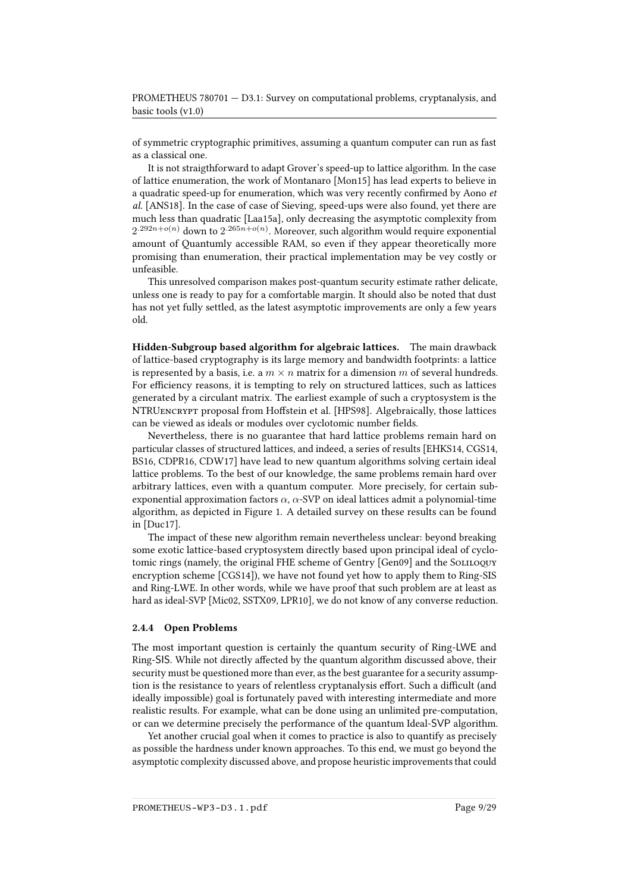of symmetric cryptographic primitives, assuming a quantum computer can run as fast as a classical one.

It is not straigthforward to adapt Grover's speed-up to lattice algorithm. In the case of lattice enumeration, the work of Montanaro [Mon15] has lead experts to believe in a quadratic speed-up for enumeration, which was very recently confirmed by Aono *et al.* [ANS18]. In the case of case of Sieving, speed-ups were also found, yet there are much less than quadratic [Laa15a], only decreasing the asymptotic complexity from $2^{.292n+o(n)}$ down to $2^{.265n+o(n)}$. Moreover, such algorithm would require exponential amount of Quantumly accessible RAM, so even if they appear theoretically more promising than enumeration, their practical implementation may be vey costly or unfeasible.

This unresolved comparison makes post-quantum security estimate rather delicate, unless one is ready to pay for a comfortable margin. It should also be noted that dust has not yet fully settled, as the latest asymptotic improvements are only a few years old.

**Hidden-Subgroup based algorithm for algebraic lattices.** The main drawback of lattice-based cryptography is its large memory and bandwidth footprints: a lattice is represented by a basis, i.e. a $m \times n$ matrix for a dimension $m$ of several hundreds. For efficiency reasons, it is tempting to rely on structured lattices, such as lattices generated by a circulant matrix. The earliest example of such a cryptosystem is the NTRUEncrypt proposal from Hoffstein et al. [HPS98]. Algebraically, those lattices can be viewed as ideals or modules over cyclotomic number fields.

Nevertheless, there is no guarantee that hard lattice problems remain hard on particular classes of structured lattices, and indeed, a series of results [EHKS14, CGS14, BS16, CDPR16, CDW17] have lead to new quantum algorithms solving certain ideal lattice problems. To the best of our knowledge, the same problems remain hard over arbitrary lattices, even with a quantum computer. More precisely, for certain sub-exponential approximation factors $\alpha$, $\alpha$-SVP on ideal lattices admit a polynomial-time algorithm, as depicted in Figure 1. A detailed survey on these results can be found in [Duc17].

The impact of these new algorithm remain nevertheless unclear: beyond breaking some exotic lattice-based cryptosystem directly based upon principal ideal of cyclotomic rings (namely, the original FHE scheme of Gentry [Gen09] and the Soliloquy encryption scheme [CGS14]), we have not found yet how to apply them to Ring-SIS and Ring-LWE. In other words, while we have proof that such problem are at least as hard as ideal-SVP [Mic02, SSTX09, LPR10], we do not know of any converse reduction.

### 2.4.4 Open Problems

The most important question is certainly the quantum security of Ring-LWE and Ring-SIS. While not directly affected by the quantum algorithm discussed above, their security must be questioned more than ever, as the best guarantee for a security assumption is the resistance to years of relentless cryptanalysis effort. Such a difficult (and ideally impossible) goal is fortunately paved with interesting intermediate and more realistic results. For example, what can be done using an unlimited pre-computation, or can we determine precisely the performance of the quantum Ideal-SVP algorithm.

Yet another crucial goal when it comes to practice is also to quantify as precisely as possible the hardness under known approaches. To this end, we must go beyond the asymptotic complexity discussed above, and propose heuristic improvements that could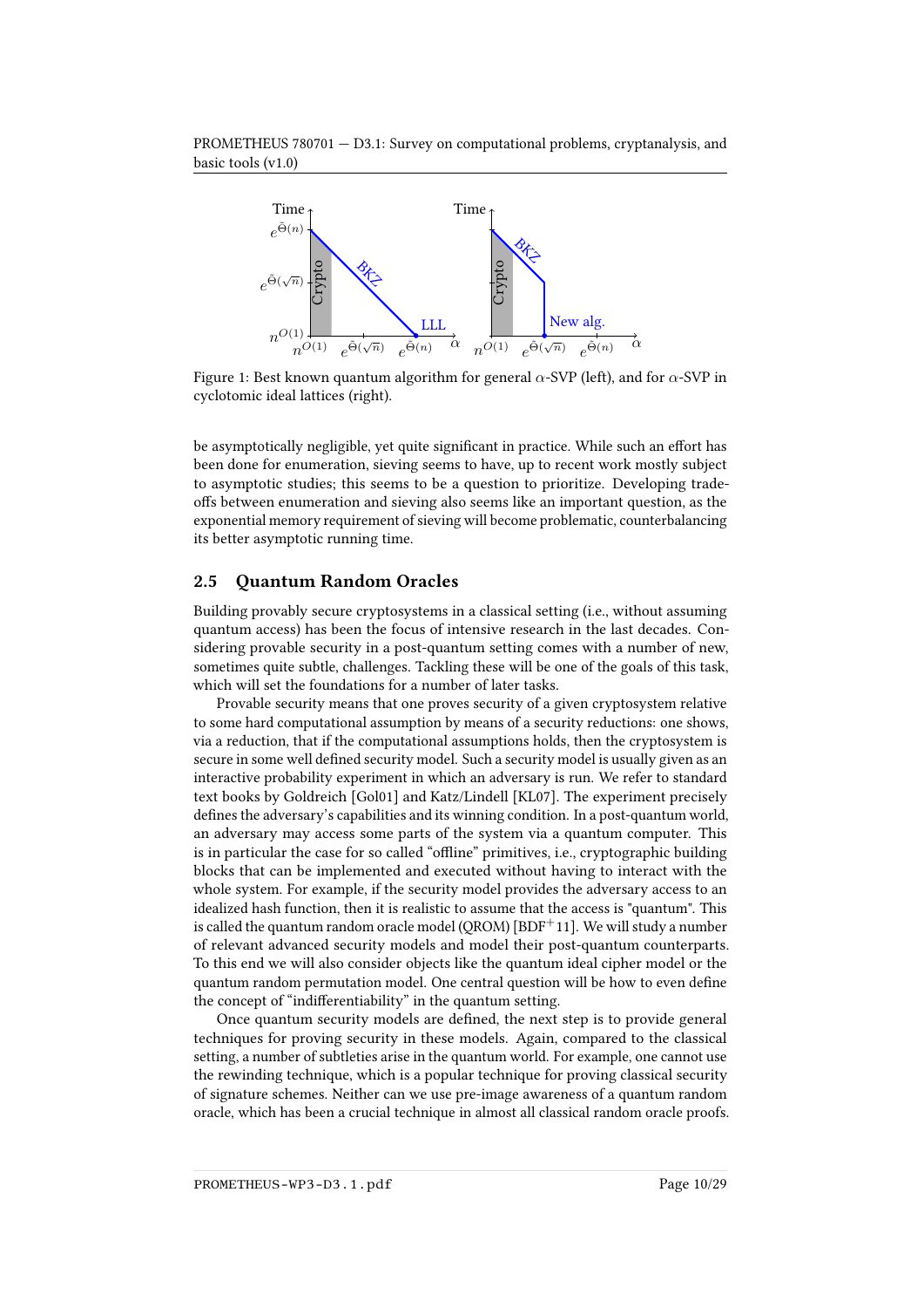Figure 1: Best known quantum algorithm for general $\alpha$-SVP (left), and for $\alpha$-SVP in cyclotomic ideal lattices (right).

be asymptotically negligible, yet quite significant in practice. While such an effort has been done for enumeration, sieving seems to have, up to recent work mostly subject to asymptotic studies; this seems to be a question to prioritize. Developing trade-offs between enumeration and sieving also seems like an important question, as the exponential memory requirement of sieving will become problematic, counterbalancing its better asymptotic running time.

## 2.5 Quantum Random Oracles

Building provably secure cryptosystems in a classical setting (i.e., without assuming quantum access) has been the focus of intensive research in the last decades. Considering provable security in a post-quantum setting comes with a number of new, sometimes quite subtle, challenges. Tackling these will be one of the goals of this task, which will set the foundations for a number of later tasks.

Provable security means that one proves security of a given cryptosystem relative to some hard computational assumption by means of a security reductions: one shows, via a reduction, that if the computational assumptions holds, then the cryptosystem is secure in some well defined security model. Such a security model is usually given as an interactive probability experiment in which an adversary is run. We refer to standard text books by Goldreich [Gol01] and Katz/Lindell [KL07]. The experiment precisely defines the adversary's capabilities and its winning condition. In a post-quantum world, an adversary may access some parts of the system via a quantum computer. This is in particular the case for so called "offline" primitives, i.e., cryptographic building blocks that can be implemented and executed without having to interact with the whole system. For example, if the security model provides the adversary access to an idealized hash function, then it is realistic to assume that the access is "quantum". This is called the quantum random oracle model (QROM) [BDF+11]. We will study a number of relevant advanced security models and model their post-quantum counterparts. To this end we will also consider objects like the quantum ideal cipher model or the quantum random permutation model. One central question will be how to even define the concept of "indifferentiability" in the quantum setting.

Once quantum security models are defined, the next step is to provide general techniques for proving security in these models. Again, compared to the classical setting, a number of subtleties arise in the quantum world. For example, one cannot use the rewinding technique, which is a popular technique for proving classical security of signature schemes. Neither can we use pre-image awareness of a quantum random oracle, which has been a crucial technique in almost all classical random oracle proofs.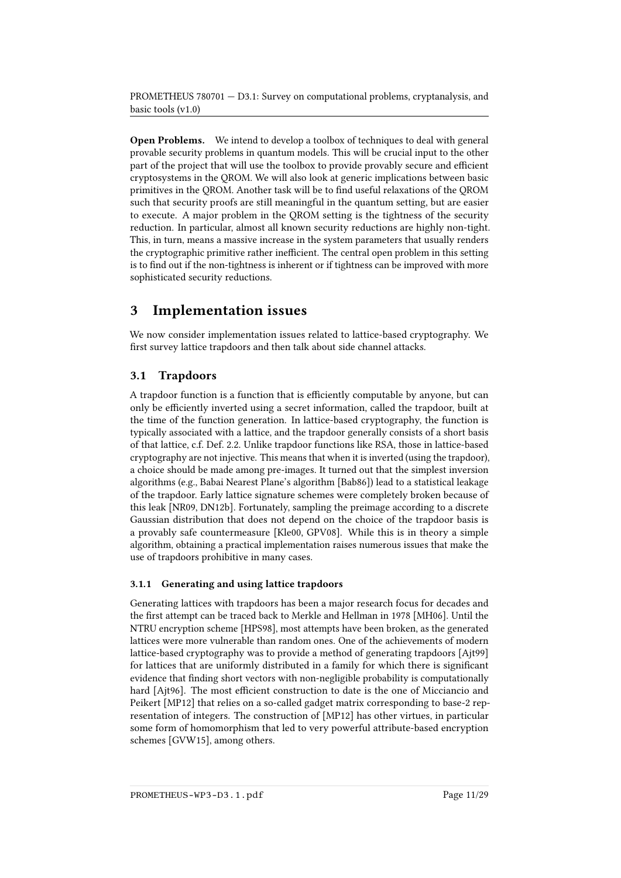**Open Problems.** We intend to develop a toolbox of techniques to deal with general provable security problems in quantum models. This will be crucial input to the other part of the project that will use the toolbox to provide provably secure and efficient cryptosystems in the QROM. We will also look at generic implications between basic primitives in the QROM. Another task will be to find useful relaxations of the QROM such that security proofs are still meaningful in the quantum setting, but are easier to execute. A major problem in the QROM setting is the tightness of the security reduction. In particular, almost all known security reductions are highly non-tight. This, in turn, means a massive increase in the system parameters that usually renders the cryptographic primitive rather inefficient. The central open problem in this setting is to find out if the non-tightness is inherent or if tightness can be improved with more sophisticated security reductions.

# 3 Implementation issues

We now consider implementation issues related to lattice-based cryptography. We first survey lattice trapdoors and then talk about side channel attacks.

## 3.1 Trapdoors

A trapdoor function is a function that is efficiently computable by anyone, but can only be efficiently inverted using a secret information, called the trapdoor, built at the time of the function generation. In lattice-based cryptography, the function is typically associated with a lattice, and the trapdoor generally consists of a short basis of that lattice, c.f. Def. 2.2. Unlike trapdoor functions like RSA, those in lattice-based cryptography are not injective. This means that when it is inverted (using the trapdoor), a choice should be made among pre-images. It turned out that the simplest inversion algorithms (e.g., Babai Nearest Plane's algorithm [Bab86]) lead to a statistical leakage of the trapdoor. Early lattice signature schemes were completely broken because of this leak [NR09, DN12b]. Fortunately, sampling the preimage according to a discrete Gaussian distribution that does not depend on the choice of the trapdoor basis is a provably safe countermeasure [Kle00, GPV08]. While this is in theory a simple algorithm, obtaining a practical implementation raises numerous issues that make the use of trapdoors prohibitive in many cases.

### 3.1.1 Generating and using lattice trapdoors

Generating lattices with trapdoors has been a major research focus for decades and the first attempt can be traced back to Merkle and Hellman in 1978 [MH06]. Until the NTRU encryption scheme [HPS98], most attempts have been broken, as the generated lattices were more vulnerable than random ones. One of the achievements of modern lattice-based cryptography was to provide a method of generating trapdoors [Ajt99] for lattices that are uniformly distributed in a family for which there is significant evidence that finding short vectors with non-negligible probability is computationally hard [Ajt96]. The most efficient construction to date is the one of Micciancio and Peikert [MP12] that relies on a so-called gadget matrix corresponding to base-2 representation of integers. The construction of [MP12] has other virtues, in particular some form of homomorphism that led to very powerful attribute-based encryption schemes [GVW15], among others.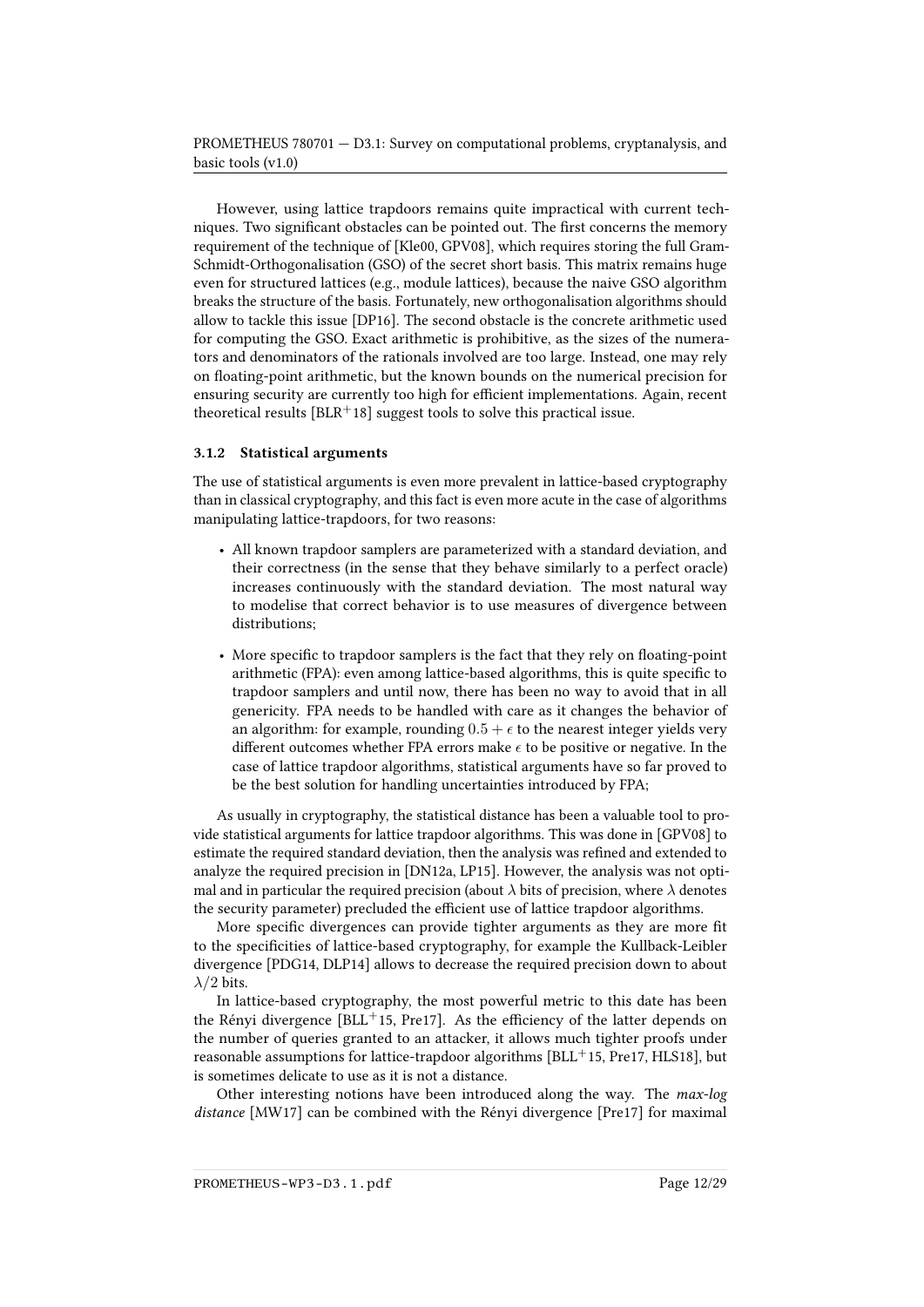However, using lattice trapdoors remains quite impractical with current techniques. Two significant obstacles can be pointed out. The first concerns the memory requirement of the technique of [Kle00, GPV08], which requires storing the full Gram-Schmidt-Orthogonalisation (GSO) of the secret short basis. This matrix remains huge even for structured lattices (e.g., module lattices), because the naive GSO algorithm breaks the structure of the basis. Fortunately, new orthogonalisation algorithms should allow to tackle this issue [DP16]. The second obstacle is the concrete arithmetic used for computing the GSO. Exact arithmetic is prohibitive, as the sizes of the numerators and denominators of the rationals involved are too large. Instead, one may rely on floating-point arithmetic, but the known bounds on the numerical precision for ensuring security are currently too high for efficient implementations. Again, recent theoretical results [BLR$^+$18] suggest tools to solve this practical issue.

### 3.1.2 Statistical arguments

The use of statistical arguments is even more prevalent in lattice-based cryptography than in classical cryptography, and this fact is even more acute in the case of algorithms manipulating lattice-trapdoors, for two reasons:

- All known trapdoor samplers are parameterized with a standard deviation, and their correctness (in the sense that they behave similarly to a perfect oracle) increases continuously with the standard deviation. The most natural way to modelise that correct behavior is to use measures of divergence between distributions;
- More specific to trapdoor samplers is the fact that they rely on floating-point arithmetic (FPA): even among lattice-based algorithms, this is quite specific to trapdoor samplers and until now, there has been no way to avoid that in all genericity. FPA needs to be handled with care as it changes the behavior of an algorithm: for example, rounding $0.5 + \epsilon$ to the nearest integer yields very different outcomes whether FPA errors make $\epsilon$ to be positive or negative. In the case of lattice trapdoor algorithms, statistical arguments have so far proved to be the best solution for handling uncertainties introduced by FPA;

As usually in cryptography, the statistical distance has been a valuable tool to provide statistical arguments for lattice trapdoor algorithms. This was done in [GPV08] to estimate the required standard deviation, then the analysis was refined and extended to analyze the required precision in [DN12a, LP15]. However, the analysis was not optimal and in particular the required precision (about $\lambda$ bits of precision, where $\lambda$ denotes the security parameter) precluded the efficient use of lattice trapdoor algorithms.

More specific divergences can provide tighter arguments as they are more fit to the specificities of lattice-based cryptography, for example the Kullback-Leibler divergence [PDG14, DLP14] allows to decrease the required precision down to about $\lambda/2$ bits.

In lattice-based cryptography, the most powerful metric to this date has been the Rényi divergence [BLL$^+$15, Pre17]. As the efficiency of the latter depends on the number of queries granted to an attacker, it allows much tighter proofs under reasonable assumptions for lattice-trapdoor algorithms [BLL$^+$15, Pre17, HLS18], but is sometimes delicate to use as it is not a distance.

Other interesting notions have been introduced along the way. The *max-log distance* [MW17] can be combined with the Rényi divergence [Pre17] for maximal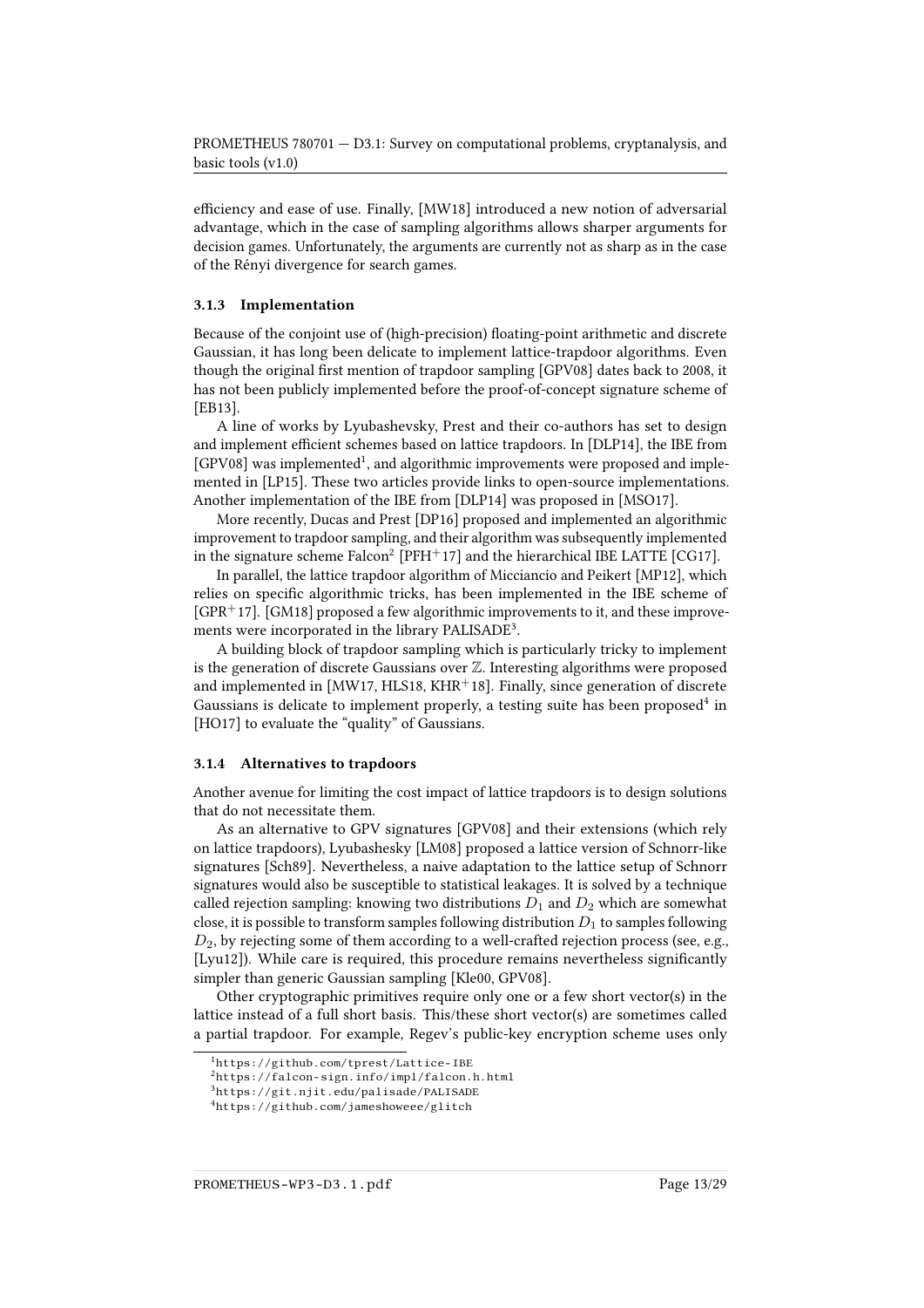efficiency and ease of use. Finally, [MW18] introduced a new notion of adversarial advantage, which in the case of sampling algorithms allows sharper arguments for decision games. Unfortunately, the arguments are currently not as sharp as in the case of the Rényi divergence for search games.

### 3.1.3 Implementation

Because of the conjoint use of (high-precision) floating-point arithmetic and discrete Gaussian, it has long been delicate to implement lattice-trapdoor algorithms. Even though the original first mention of trapdoor sampling [GPV08] dates back to 2008, it has not been publicly implemented before the proof-of-concept signature scheme of [EB13].

A line of works by Lyubashevsky, Prest and their co-authors has set to design and implement efficient schemes based on lattice trapdoors. In [DLP14], the IBE from [GPV08] was implemented[1], and algorithmic improvements were proposed and implemented in [LP15]. These two articles provide links to open-source implementations. Another implementation of the IBE from [DLP14] was proposed in [MSO17].

More recently, Ducas and Prest [DP16] proposed and implemented an algorithmic improvement to trapdoor sampling, and their algorithm was subsequently implemented in the signature scheme Falcon[2] [PFH+17] and the hierarchical IBE LATTE [CG17].

In parallel, the lattice trapdoor algorithm of Micciancio and Peikert [MP12], which relies on specific algorithmic tricks, has been implemented in the IBE scheme of [GPR+17]. [GM18] proposed a few algorithmic improvements to it, and these improvements were incorporated in the library PALISADE[3].

A building block of trapdoor sampling which is particularly tricky to implement is the generation of discrete Gaussians over $\mathbb{Z}$. Interesting algorithms were proposed and implemented in [MW17, HLS18, KHR+18]. Finally, since generation of discrete Gaussians is delicate to implement properly, a testing suite has been proposed[4] in [HO17] to evaluate the "quality" of Gaussians.

### 3.1.4 Alternatives to trapdoors

Another avenue for limiting the cost impact of lattice trapdoors is to design solutions that do not necessitate them.

As an alternative to GPV signatures [GPV08] and their extensions (which rely on lattice trapdoors), Lyubashesky [LM08] proposed a lattice version of Schnorr-like signatures [Sch89]. Nevertheless, a naive adaptation to the lattice setup of Schnorr signatures would also be susceptible to statistical leakages. It is solved by a technique called rejection sampling: knowing two distributions $D_1$ and $D_2$ which are somewhat close, it is possible to transform samples following distribution $D_1$ to samples following $D_2$, by rejecting some of them according to a well-crafted rejection process (see, e.g., [Lyu12]). While care is required, this procedure remains nevertheless significantly simpler than generic Gaussian sampling [Kle00, GPV08].

Other cryptographic primitives require only one or a few short vector(s) in the lattice instead of a full short basis. This/these short vector(s) are sometimes called a partial trapdoor. For example, Regev's public-key encryption scheme uses only

[1] https://github.com/tprest/Lattice-IBE

[2] https://falcon-sign.info/impl/falcon.h.html

[3] https://git.njit.edu/palisade/PALISADE

[4] https://github.com/jameshoweee/glitch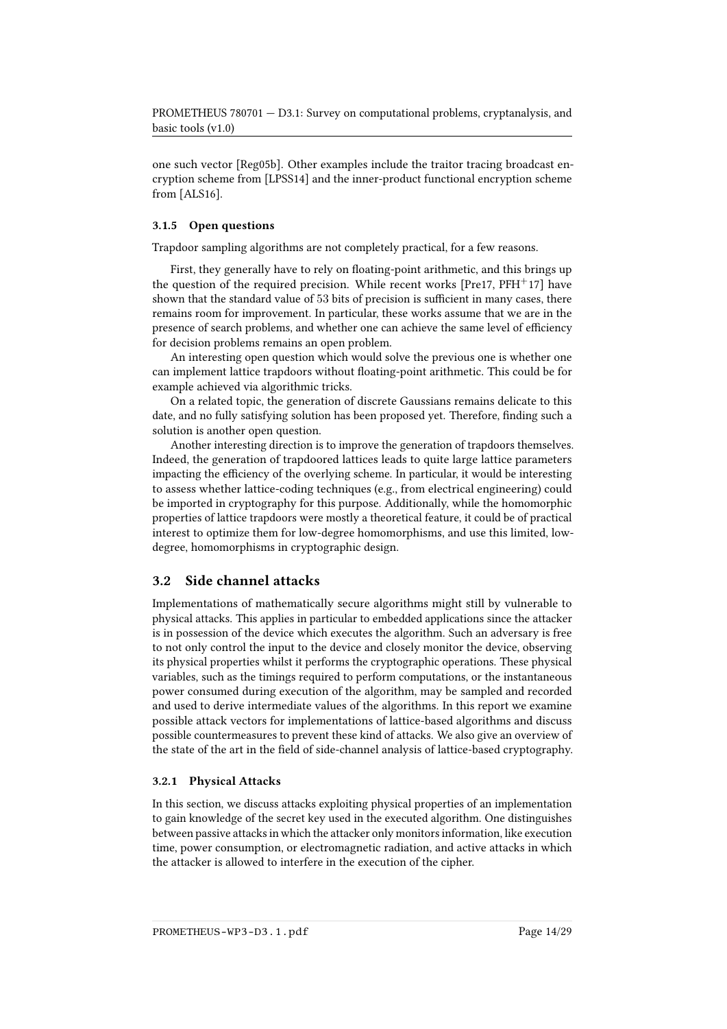one such vector [Reg05b]. Other examples include the traitor tracing broadcast encryption scheme from [LPSS14] and the inner-product functional encryption scheme from [ALS16].

### 3.1.5 Open questions

Trapdoor sampling algorithms are not completely practical, for a few reasons.

First, they generally have to rely on floating-point arithmetic, and this brings up the question of the required precision. While recent works [Pre17, PFH$^{+}$17] have shown that the standard value of 53 bits of precision is sufficient in many cases, there remains room for improvement. In particular, these works assume that we are in the presence of search problems, and whether one can achieve the same level of efficiency for decision problems remains an open problem.

An interesting open question which would solve the previous one is whether one can implement lattice trapdoors without floating-point arithmetic. This could be for example achieved via algorithmic tricks.

On a related topic, the generation of discrete Gaussians remains delicate to this date, and no fully satisfying solution has been proposed yet. Therefore, finding such a solution is another open question.

Another interesting direction is to improve the generation of trapdoors themselves. Indeed, the generation of trapdoored lattices leads to quite large lattice parameters impacting the efficiency of the overlying scheme. In particular, it would be interesting to assess whether lattice-coding techniques (e.g., from electrical engineering) could be imported in cryptography for this purpose. Additionally, while the homomorphic properties of lattice trapdoors were mostly a theoretical feature, it could be of practical interest to optimize them for low-degree homomorphisms, and use this limited, low-degree, homomorphisms in cryptographic design.

## 3.2 Side channel attacks

Implementations of mathematically secure algorithms might still by vulnerable to physical attacks. This applies in particular to embedded applications since the attacker is in possession of the device which executes the algorithm. Such an adversary is free to not only control the input to the device and closely monitor the device, observing its physical properties whilst it performs the cryptographic operations. These physical variables, such as the timings required to perform computations, or the instantaneous power consumed during execution of the algorithm, may be sampled and recorded and used to derive intermediate values of the algorithms. In this report we examine possible attack vectors for implementations of lattice-based algorithms and discuss possible countermeasures to prevent these kind of attacks. We also give an overview of the state of the art in the field of side-channel analysis of lattice-based cryptography.

### 3.2.1 Physical Attacks

In this section, we discuss attacks exploiting physical properties of an implementation to gain knowledge of the secret key used in the executed algorithm. One distinguishes between passive attacks in which the attacker only monitors information, like execution time, power consumption, or electromagnetic radiation, and active attacks in which the attacker is allowed to interfere in the execution of the cipher.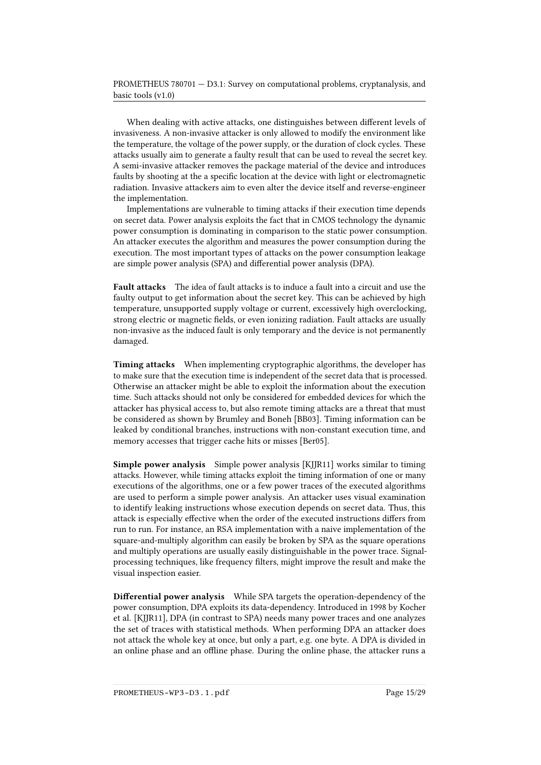When dealing with active attacks, one distinguishes between different levels of invasiveness. A non-invasive attacker is only allowed to modify the environment like the temperature, the voltage of the power supply, or the duration of clock cycles. These attacks usually aim to generate a faulty result that can be used to reveal the secret key. A semi-invasive attacker removes the package material of the device and introduces faults by shooting at the specific location at the device with light or electromagnetic radiation. Invasive attackers aim to even alter the device itself and reverse-engineer the implementation.

Implementations are vulnerable to timing attacks if their execution time depends on secret data. Power analysis exploits the fact that in CMOS technology the dynamic power consumption is dominating in comparison to the static power consumption. An attacker executes the algorithm and measures the power consumption during the execution. The most important types of attacks on the power consumption leakage are simple power analysis (SPA) and differential power analysis (DPA).

**Fault attacks** The idea of fault attacks is to induce a fault into a circuit and use the faulty output to get information about the secret key. This can be achieved by high temperature, unsupported supply voltage or current, excessively high overclocking, strong electric or magnetic fields, or even ionizing radiation. Fault attacks are usually non-invasive as the induced fault is only temporary and the device is not permanently damaged.

**Timing attacks** When implementing cryptographic algorithms, the developer has to make sure that the execution time is independent of the secret data that is processed. Otherwise an attacker might be able to exploit the information about the execution time. Such attacks should not only be considered for embedded devices for which the attacker has physical access to, but also remote timing attacks are a threat that must be considered as shown by Brumley and Boneh [BB03]. Timing information can be leaked by conditional branches, instructions with non-constant execution time, and memory accesses that trigger cache hits or misses [Ber05].

**Simple power analysis** Simple power analysis [KJJR11] works similar to timing attacks. However, while timing attacks exploit the timing information of one or many executions of the algorithms, one or a few power traces of the executed algorithms are used to perform a simple power analysis. An attacker uses visual examination to identify leaking instructions whose execution depends on secret data. Thus, this attack is especially effective when the order of the executed instructions differs from run to run. For instance, an RSA implementation with a naive implementation of the square-and-multiply algorithm can easily be broken by SPA as the square operations and multiply operations are usually easily distinguishable in the power trace. Signal-processing techniques, like frequency filters, might improve the result and make the visual inspection easier.

**Differential power analysis** While SPA targets the operation-dependency of the power consumption, DPA exploits its data-dependency. Introduced in 1998 by Kocher et al. [KJJR11], DPA (in contrast to SPA) needs many power traces and one analyzes the set of traces with statistical methods. When performing DPA an attacker does not attack the whole key at once, but only a part, e.g. one byte. A DPA is divided in an online phase and an offline phase. During the online phase, the attacker runs a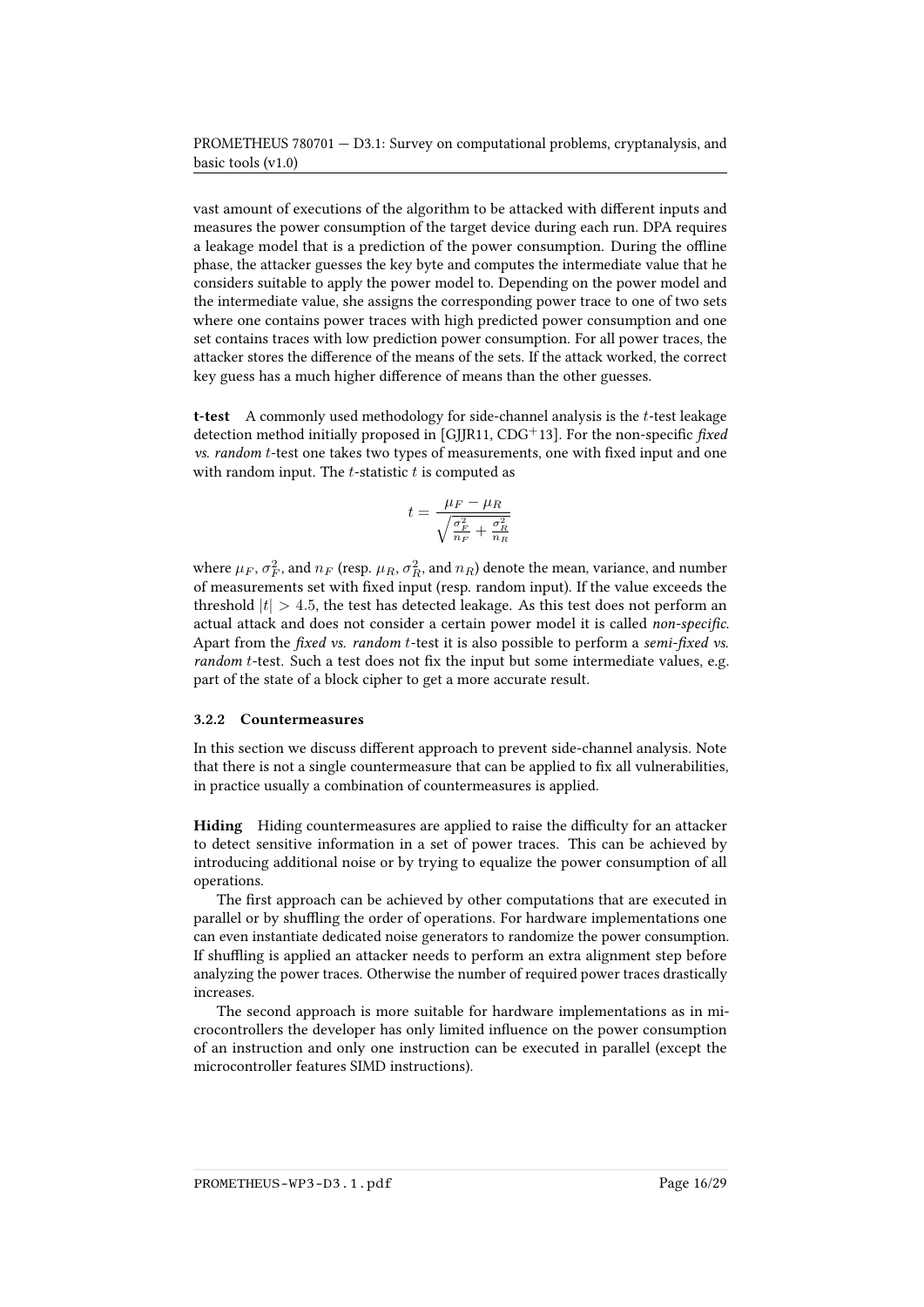vast amount of executions of the algorithm to be attacked with different inputs and measures the power consumption of the target device during each run. DPA requires a leakage model that is a prediction of the power consumption. During the offline phase, the attacker guesses the key byte and computes the intermediate value that he considers suitable to apply the power model to. Depending on the power model and the intermediate value, she assigns the corresponding power trace to one of two sets where one contains power traces with high predicted power consumption and one set contains traces with low prediction power consumption. For all power traces, the attacker stores the difference of the means of the sets. If the attack worked, the correct key guess has a much higher difference of means than the other guesses.

**t-test** A commonly used methodology for side-channel analysis is the $t$-test leakage detection method initially proposed in [GJJR11, CDG+13]. For the non-specific *fixed vs. random* $t$-test one takes two types of measurements, one with fixed input and one with random input. The $t$-statistic $t$ is computed as

$$t = \frac{\mu_F - \mu_R}{\sqrt{\frac{\sigma_F^2}{n_F} + \frac{\sigma_R^2}{n_R}}}$$

where $\mu_F$, $\sigma_F^2$, and $n_F$ (resp. $\mu_R$, $\sigma_R^2$, and $n_R$) denote the mean, variance, and number of measurements set with fixed input (resp. random input). If the value exceeds the threshold $|t| > 4.5$, the test has detected leakage. As this test does not perform an actual attack and does not consider a certain power model it is called *non-specific*. Apart from the *fixed vs. random* $t$-test it is also possible to perform a *semi-fixed vs. random* $t$-test. Such a test does not fix the input but some intermediate values, e.g. part of the state of a block cipher to get a more accurate result.

### 3.2.2 Countermeasures

In this section we discuss different approach to prevent side-channel analysis. Note that there is not a single countermeasure that can be applied to fix all vulnerabilities, in practice usually a combination of countermeasures is applied.

**Hiding** Hiding countermeasures are applied to raise the difficulty for an attacker to detect sensitive information in a set of power traces. This can be achieved by introducing additional noise or by trying to equalize the power consumption of all operations.

The first approach can be achieved by other computations that are executed in parallel or by shuffling the order of operations. For hardware implementations one can even instantiate dedicated noise generators to randomize the power consumption. If shuffling is applied an attacker needs to perform an extra alignment step before analyzing the power traces. Otherwise the number of required power traces drastically increases.

The second approach is more suitable for hardware implementations as in microcontrollers the developer has only limited influence on the power consumption of an instruction and only one instruction can be executed in parallel (except the microcontroller features SIMD instructions).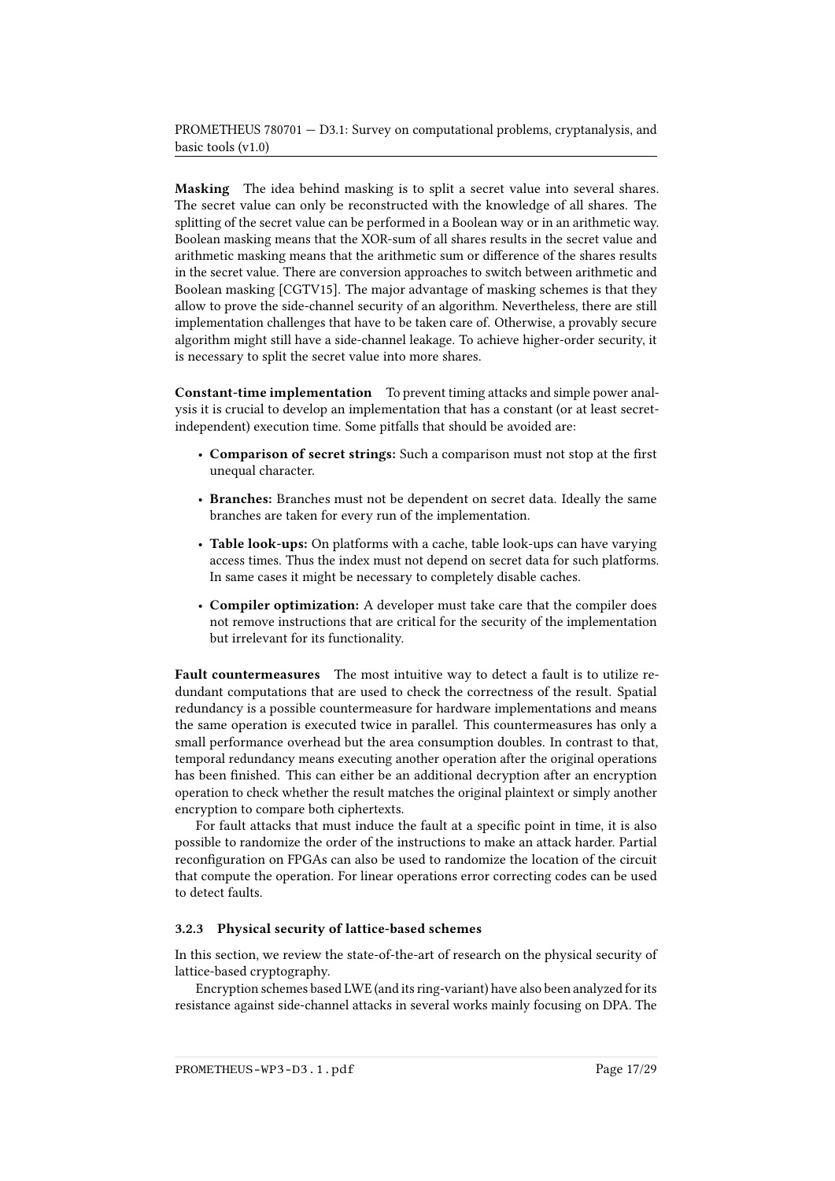**Masking** The idea behind masking is to split a secret value into several shares. The secret value can only be reconstructed with the knowledge of all shares. The splitting of the secret value can be performed in a Boolean way or in an arithmetic way. Boolean masking means that the XOR-sum of all shares results in the secret value and arithmetic masking means that the arithmetic sum or difference of the shares results in the secret value. There are conversion approaches to switch between arithmetic and Boolean masking [CGTV15]. The major advantage of masking schemes is that they allow to prove the side-channel security of an algorithm. Nevertheless, there are still implementation challenges that have to be taken care of. Otherwise, a provably secure algorithm might still have a side-channel leakage. To achieve higher-order security, it is necessary to split the secret value into more shares.

**Constant-time implementation** To prevent timing attacks and simple power analysis it is crucial to develop an implementation that has a constant (or at least secret-independent) execution time. Some pitfalls that should be avoided are:

- **Comparison of secret strings:** Such a comparison must not stop at the first unequal character.
- **Branches:** Branches must not be dependent on secret data. Ideally the same branches are taken for every run of the implementation.
- **Table look-ups:** On platforms with a cache, table look-ups can have varying access times. Thus the index must not depend on secret data for such platforms. In same cases it might be necessary to completely disable caches.
- **Compiler optimization:** A developer must take care that the compiler does not remove instructions that are critical for the security of the implementation but irrelevant for its functionality.

**Fault countermeasures** The most intuitive way to detect a fault is to utilize redundant computations that are used to check the correctness of the result. Spatial redundancy is a possible countermeasure for hardware implementations and means the same operation is executed twice in parallel. This countermeasures has only a small performance overhead but the area consumption doubles. In contrast to that, temporal redundancy means executing another operation after the original operations has been finished. This can either be an additional decryption after an encryption operation to check whether the result matches the original plaintext or simply another encryption to compare both ciphertexts.

For fault attacks that must induce the fault at a specific point in time, it is also possible to randomize the order of the instructions to make an attack harder. Partial reconfiguration on FPGAs can also be used to randomize the location of the circuit that compute the operation. For linear operations error correcting codes can be used to detect faults.

### 3.2.3 Physical security of lattice-based schemes

In this section, we review the state-of-the-art of research on the physical security of lattice-based cryptography.

Encryption schemes based LWE (and its ring-variant) have also been analyzed for its resistance against side-channel attacks in several works mainly focusing on DPA. The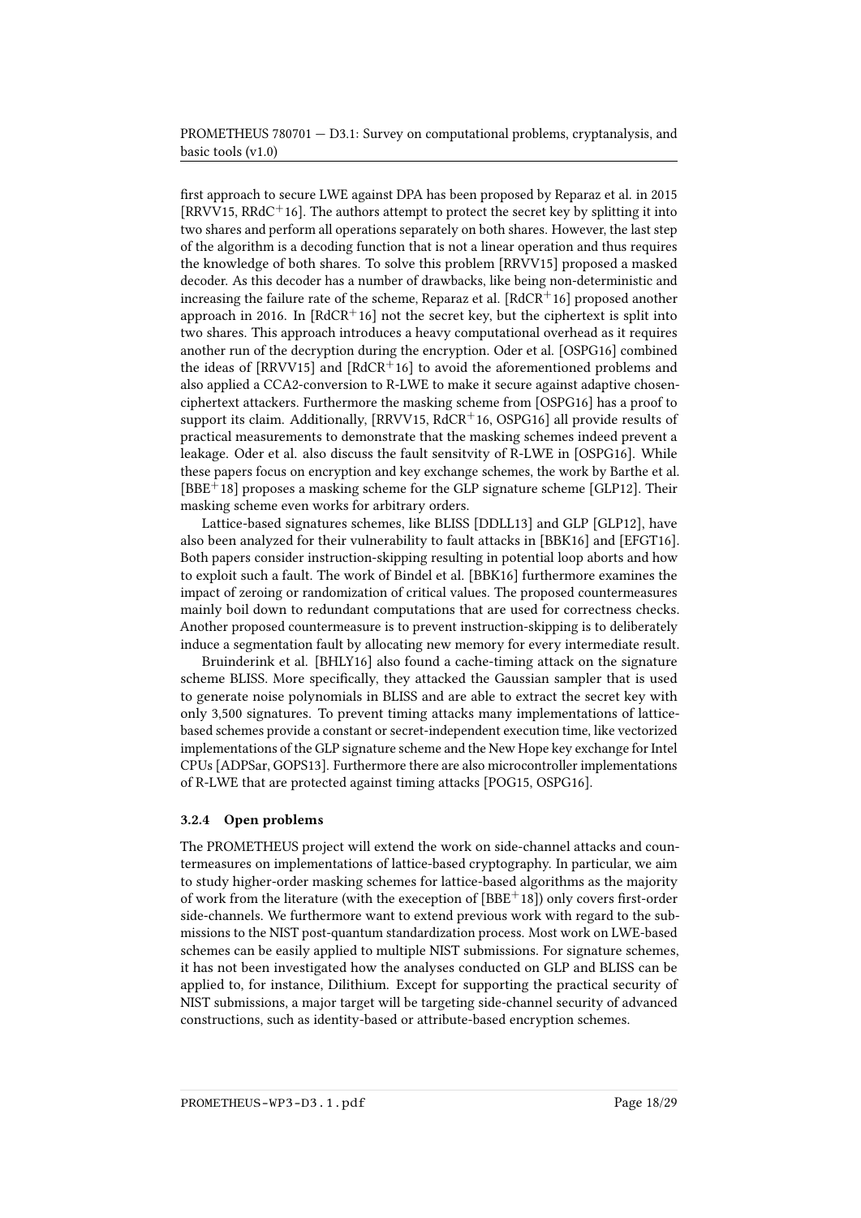first approach to secure LWE against DPA has been proposed by Reparaz et al. in 2015 [RRVV15, RRdC+16]. The authors attempt to protect the secret key by splitting it into two shares and perform all operations separately on both shares. However, the last step of the algorithm is a decoding function that is not a linear operation and thus requires the knowledge of both shares. To solve this problem [RRVV15] proposed a masked decoder. As this decoder has a number of drawbacks, like being non-deterministic and increasing the failure rate of the scheme, Reparaz et al. [RdCR+16] proposed another approach in 2016. In [RdCR+16] not the secret key, but the ciphertext is split into two shares. This approach introduces a heavy computational overhead as it requires another run of the decryption during the encryption. Oder et al. [OSPG16] combined the ideas of [RRVV15] and [RdCR+16] to avoid the aforementioned problems and also applied a CCA2-conversion to R-LWE to make it secure against adaptive chosen-ciphertext attackers. Furthermore the masking scheme from [OSPG16] has a proof to support its claim. Additionally, [RRVV15, RdCR+16, OSPG16] all provide results of practical measurements to demonstrate that the masking schemes indeed prevent a leakage. Oder et al. also discuss the fault sensitvity of R-LWE in [OSPG16]. While these papers focus on encryption and key exchange schemes, the work by Barthe et al. [BBE+18] proposes a masking scheme for the GLP signature scheme [GLP12]. Their masking scheme even works for arbitrary orders.

Lattice-based signatures schemes, like BLISS [DDLL13] and GLP [GLP12], have also been analyzed for their vulnerability to fault attacks in [BBK16] and [EFGT16]. Both papers consider instruction-skipping resulting in potential loop aborts and how to exploit such a fault. The work of Bindel et al. [BBK16] furthermore examines the impact of zeroing or randomization of critical values. The proposed countermeasures mainly boil down to redundant computations that are used for correctness checks. Another proposed countermeasure is to prevent instruction-skipping is to deliberately induce a segmentation fault by allocating new memory for every intermediate result.

Bruinderink et al. [BHLY16] also found a cache-timing attack on the signature scheme BLISS. More specifically, they attacked the Gaussian sampler that is used to generate noise polynomials in BLISS and are able to extract the secret key with only 3,500 signatures. To prevent timing attacks many implementations of lattice-based schemes provide a constant or secret-independent execution time, like vectorized implementations of the GLP signature scheme and the New Hope key exchange for Intel CPUs [ADPSar, GOPS13]. Furthermore there are also microcontroller implementations of R-LWE that are protected against timing attacks [POG15, OSPG16].

### 3.2.4 Open problems

The PROMETHEUS project will extend the work on side-channel attacks and countermeasures on implementations of lattice-based cryptography. In particular, we aim to study higher-order masking schemes for lattice-based algorithms as the majority of work from the literature (with the exeception of [BBE+18]) only covers first-order side-channels. We furthermore want to extend previous work with regard to the submissions to the NIST post-quantum standardization process. Most work on LWE-based schemes can be easily applied to multiple NIST submissions. For signature schemes, it has not been investigated how the analyses conducted on GLP and BLISS can be applied to, for instance, Dilithium. Except for supporting the practical security of NIST submissions, a major target will be targeting side-channel security of advanced constructions, such as identity-based or attribute-based encryption schemes.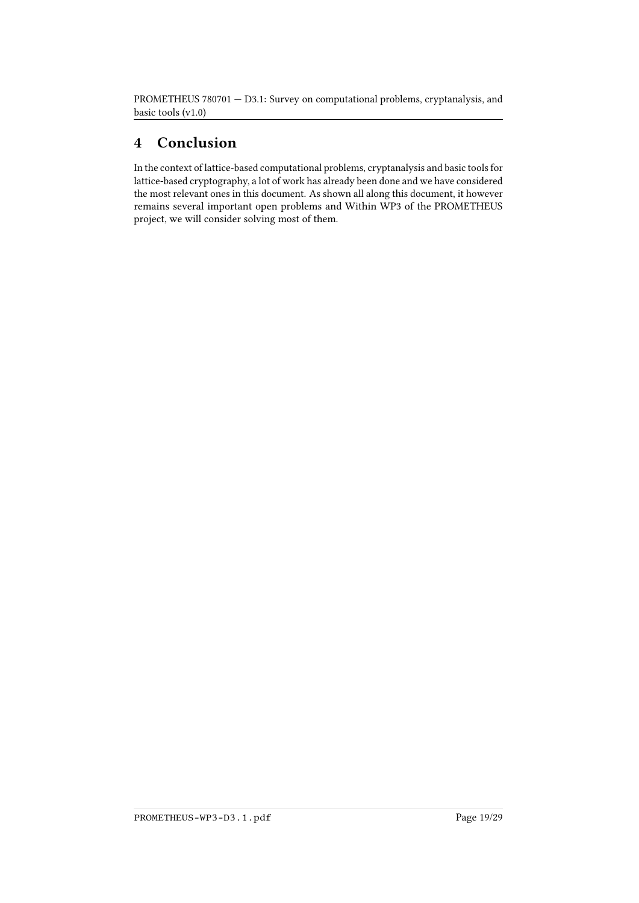# 4 Conclusion

In the context of lattice-based computational problems, cryptanalysis and basic tools for lattice-based cryptography, a lot of work has already been done and we have considered the most relevant ones in this document. As shown all along this document, it however remains several important open problems and Within WP3 of the PROMETHEUS project, we will consider solving most of them.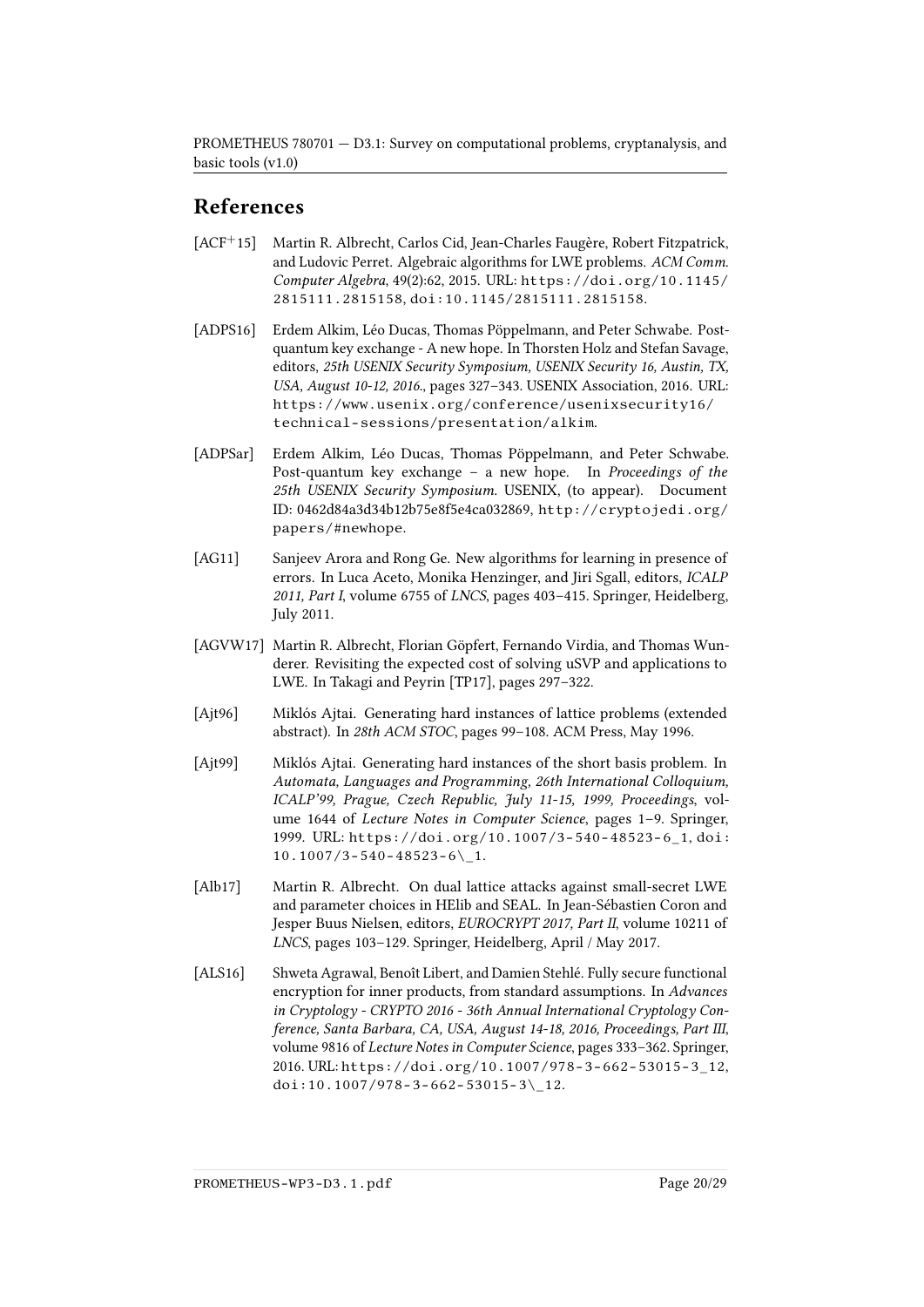## References

[ACF+15] Martin R. Albrecht, Carlos Cid, Jean-Charles Faugère, Robert Fitzpatrick, and Ludovic Perret. Algebraic algorithms for LWE problems. *ACM Comm. Computer Algebra*, 49(2):62, 2015. URL: https://doi.org/10.1145/2815111.2815158, doi:10.1145/2815111.2815158.

[ADPS16] Erdem Alkim, Léo Ducas, Thomas Pöppelmann, and Peter Schwabe. Post-quantum key exchange - A new hope. In Thorsten Holz and Stefan Savage, editors, *25th USENIX Security Symposium, USENIX Security 16, Austin, TX, USA, August 10-12, 2016.*, pages 327–343. USENIX Association, 2016. URL: https://www.usenix.org/conference/usenixsecurity16/technical-sessions/presentation/alkim.

[ADPSar] Erdem Alkim, Léo Ducas, Thomas Pöppelmann, and Peter Schwabe. Post-quantum key exchange – a new hope. In *Proceedings of the 25th USENIX Security Symposium*. USENIX, (to appear). Document ID: 0462d84a3d34b12b75e8f5e4ca032869, http://cryptojedi.org/papers/#newhope.

[AG11] Sanjeev Arora and Rong Ge. New algorithms for learning in presence of errors. In Luca Aceto, Monika Henzinger, and Jiri Sgall, editors, *ICALP 2011, Part I*, volume 6755 of *LNCS*, pages 403–415. Springer, Heidelberg, July 2011.

[AGVW17] Martin R. Albrecht, Florian Göpfert, Fernando Virdia, and Thomas Wunderer. Revisiting the expected cost of solving uSVP and applications to LWE. In Takagi and Peyrin [TP17], pages 297–322.

[Ajt96] Miklós Ajtai. Generating hard instances of lattice problems (extended abstract). In *28th ACM STOC*, pages 99–108. ACM Press, May 1996.

[Ajt99] Miklós Ajtai. Generating hard instances of the short basis problem. In *Automata, Languages and Programming, 26th International Colloquium, ICALP'99, Prague, Czech Republic, July 11-15, 1999, Proceedings*, volume 1644 of *Lecture Notes in Computer Science*, pages 1–9. Springer, 1999. URL: https://doi.org/10.1007/3-540-48523-6_1, doi:10.1007/3-540-48523-6\_1.

[Alb17] Martin R. Albrecht. On dual lattice attacks against small-secret LWE and parameter choices in HElib and SEAL. In Jean-Sébastien Coron and Jesper Buus Nielsen, editors, *EUROCRYPT 2017, Part II*, volume 10211 of *LNCS*, pages 103–129. Springer, Heidelberg, April / May 2017.

[ALS16] Shweta Agrawal, Benoît Libert, and Damien Stehlé. Fully secure functional encryption for inner products, from standard assumptions. In *Advances in Cryptology - CRYPTO 2016 - 36th Annual International Cryptology Conference, Santa Barbara, CA, USA, August 14-18, 2016, Proceedings, Part III*, volume 9816 of *Lecture Notes in Computer Science*, pages 333–362. Springer, 2016. URL: https://doi.org/10.1007/978-3-662-53015-3_12, doi:10.1007/978-3-662-53015-3\_12.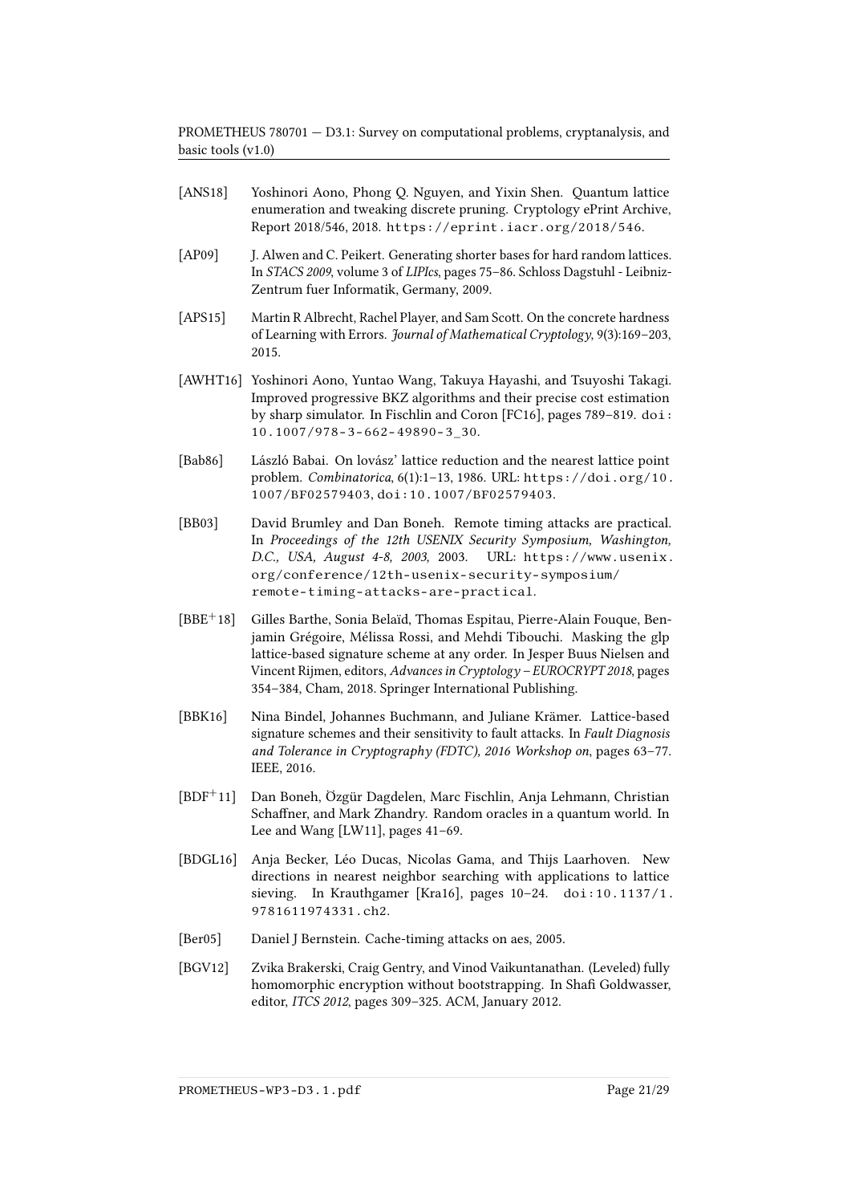[ANS18] Yoshinori Aono, Phong Q. Nguyen, and Yixin Shen. Quantum lattice enumeration and tweaking discrete pruning. Cryptology ePrint Archive, Report 2018/546, 2018. https://eprint.iacr.org/2018/546.

[AP09] J. Alwen and C. Peikert. Generating shorter bases for hard random lattices. In *STACS 2009*, volume 3 of *LIPIcs*, pages 75–86. Schloss Dagstuhl - Leibniz-Zentrum fuer Informatik, Germany, 2009.

[APS15] Martin R Albrecht, Rachel Player, and Sam Scott. On the concrete hardness of Learning with Errors. *Journal of Mathematical Cryptology*, 9(3):169–203, 2015.

[AWHT16] Yoshinori Aono, Yuntao Wang, Takuya Hayashi, and Tsuyoshi Takagi. Improved progressive BKZ algorithms and their precise cost estimation by sharp simulator. In Fischlin and Coron [FC16], pages 789–819. doi:10.1007/978-3-662-49890-3_30.

[Bab86] László Babai. On lovász' lattice reduction and the nearest lattice point problem. *Combinatorica*, 6(1):1–13, 1986. URL: https://doi.org/10.1007/BF02579403, doi:10.1007/BF02579403.

[BB03] David Brumley and Dan Boneh. Remote timing attacks are practical. In *Proceedings of the 12th USENIX Security Symposium, Washington, D.C., USA, August 4-8, 2003*, 2003. URL: https://www.usenix.org/conference/12th-usenix-security-symposium/remote-timing-attacks-are-practical.

[BBE+18] Gilles Barthe, Sonia Belaïd, Thomas Espitau, Pierre-Alain Fouque, Benjamin Grégoire, Mélissa Rossi, and Mehdi Tibouchi. Masking the glp lattice-based signature scheme at any order. In Jesper Buus Nielsen and Vincent Rijmen, editors, *Advances in Cryptology – EUROCRYPT 2018*, pages 354–384, Cham, 2018. Springer International Publishing.

[BBK16] Nina Bindel, Johannes Buchmann, and Juliane Krämer. Lattice-based signature schemes and their sensitivity to fault attacks. In *Fault Diagnosis and Tolerance in Cryptography (FDTC), 2016 Workshop on*, pages 63–77. IEEE, 2016.

[BDF+11] Dan Boneh, Özgür Dagdelen, Marc Fischlin, Anja Lehmann, Christian Schaffner, and Mark Zhandry. Random oracles in a quantum world. In Lee and Wang [LW11], pages 41–69.

[BDGL16] Anja Becker, Léo Ducas, Nicolas Gama, and Thijs Laarhoven. New directions in nearest neighbor searching with applications to lattice sieving. In Krauthgamer [Kra16], pages 10–24. doi:10.1137/1.9781611974331.ch2.

[Ber05] Daniel J Bernstein. Cache-timing attacks on aes, 2005.

[BGV12] Zvika Brakerski, Craig Gentry, and Vinod Vaikuntanathan. (Leveled) fully homomorphic encryption without bootstrapping. In Shafi Goldwasser, editor, *ITCS 2012*, pages 309–325. ACM, January 2012.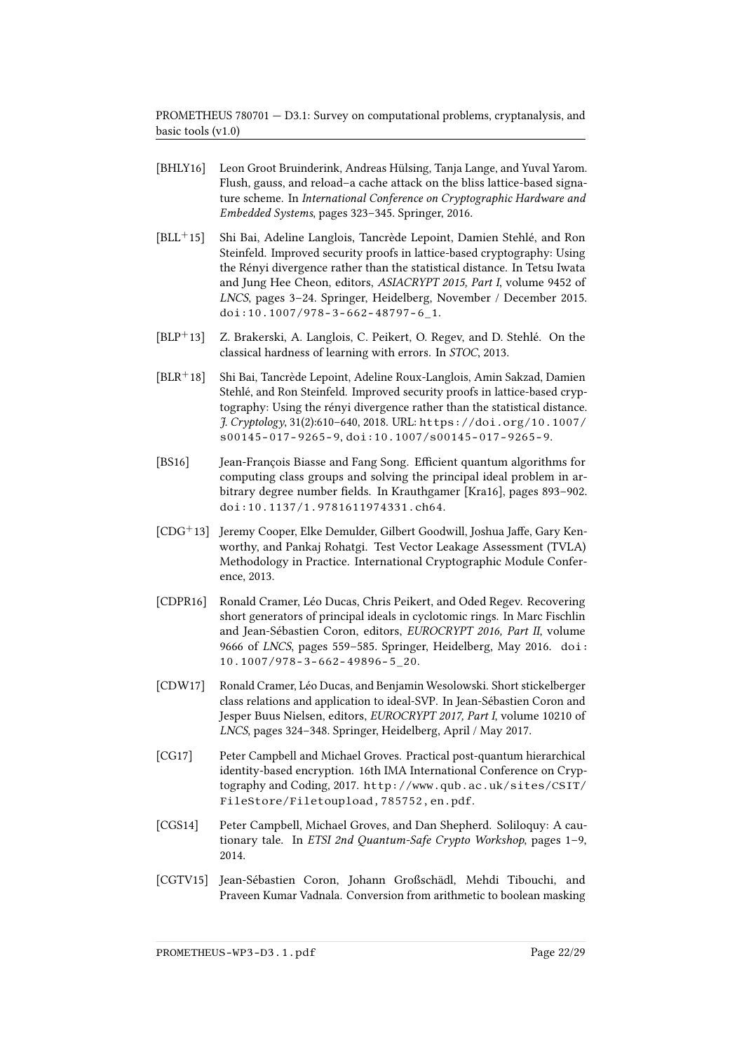[BHLY16] Leon Groot Bruinderink, Andreas Hülsing, Tanja Lange, and Yuval Yarom. Flush, gauss, and reload–a cache attack on the bliss lattice-based signature scheme. In *International Conference on Cryptographic Hardware and Embedded Systems*, pages 323–345. Springer, 2016.

[BLL+15] Shi Bai, Adeline Langlois, Tancrède Lepoint, Damien Stehlé, and Ron Steinfeld. Improved security proofs in lattice-based cryptography: Using the Rényi divergence rather than the statistical distance. In Tetsu Iwata and Jung Hee Cheon, editors, *ASIACRYPT 2015, Part I*, volume 9452 of *LNCS*, pages 3–24. Springer, Heidelberg, November / December 2015. doi:10.1007/978-3-662-48797-6_1.

[BLP+13] Z. Brakerski, A. Langlois, C. Peikert, O. Regev, and D. Stehlé. On the classical hardness of learning with errors. In *STOC*, 2013.

[BLR+18] Shi Bai, Tancrède Lepoint, Adeline Roux-Langlois, Amin Sakzad, Damien Stehlé, and Ron Steinfeld. Improved security proofs in lattice-based cryptography: Using the rényi divergence rather than the statistical distance. *J. Cryptology*, 31(2):610–640, 2018. URL: https://doi.org/10.1007/s00145-017-9265-9, doi:10.1007/s00145-017-9265-9.

[BS16] Jean-François Biasse and Fang Song. Efficient quantum algorithms for computing class groups and solving the principal ideal problem in arbitrary degree number fields. In Krauthgamer [Kra16], pages 893–902. doi:10.1137/1.9781611974331.ch64.

[CDG+13] Jeremy Cooper, Elke Demulder, Gilbert Goodwill, Joshua Jaffe, Gary Kenworthy, and Pankaj Rohatgi. Test Vector Leakage Assessment (TVLA) Methodology in Practice. International Cryptographic Module Conference, 2013.

[CDPR16] Ronald Cramer, Léo Ducas, Chris Peikert, and Oded Regev. Recovering short generators of principal ideals in cyclotomic rings. In Marc Fischlin and Jean-Sébastien Coron, editors, *EUROCRYPT 2016, Part II*, volume 9666 of *LNCS*, pages 559–585. Springer, Heidelberg, May 2016. doi:10.1007/978-3-662-49896-5_20.

[CDW17] Ronald Cramer, Léo Ducas, and Benjamin Wesolowski. Short stickelberger class relations and application to ideal-SVP. In Jean-Sébastien Coron and Jesper Buus Nielsen, editors, *EUROCRYPT 2017, Part I*, volume 10210 of *LNCS*, pages 324–348. Springer, Heidelberg, April / May 2017.

[CG17] Peter Campbell and Michael Groves. Practical post-quantum hierarchical identity-based encryption. 16th IMA International Conference on Cryptography and Coding, 2017. http://www.qub.ac.uk/sites/CSIT/FileStore/Filetoupload,785752,en.pdf.

[CGS14] Peter Campbell, Michael Groves, and Dan Shepherd. Soliloquy: A cautionary tale. In *ETSI 2nd Quantum-Safe Crypto Workshop*, pages 1–9, 2014.

[CGTV15] Jean-Sébastien Coron, Johann Großschädl, Mehdi Tibouchi, and Praveen Kumar Vadnala. Conversion from arithmetic to boolean masking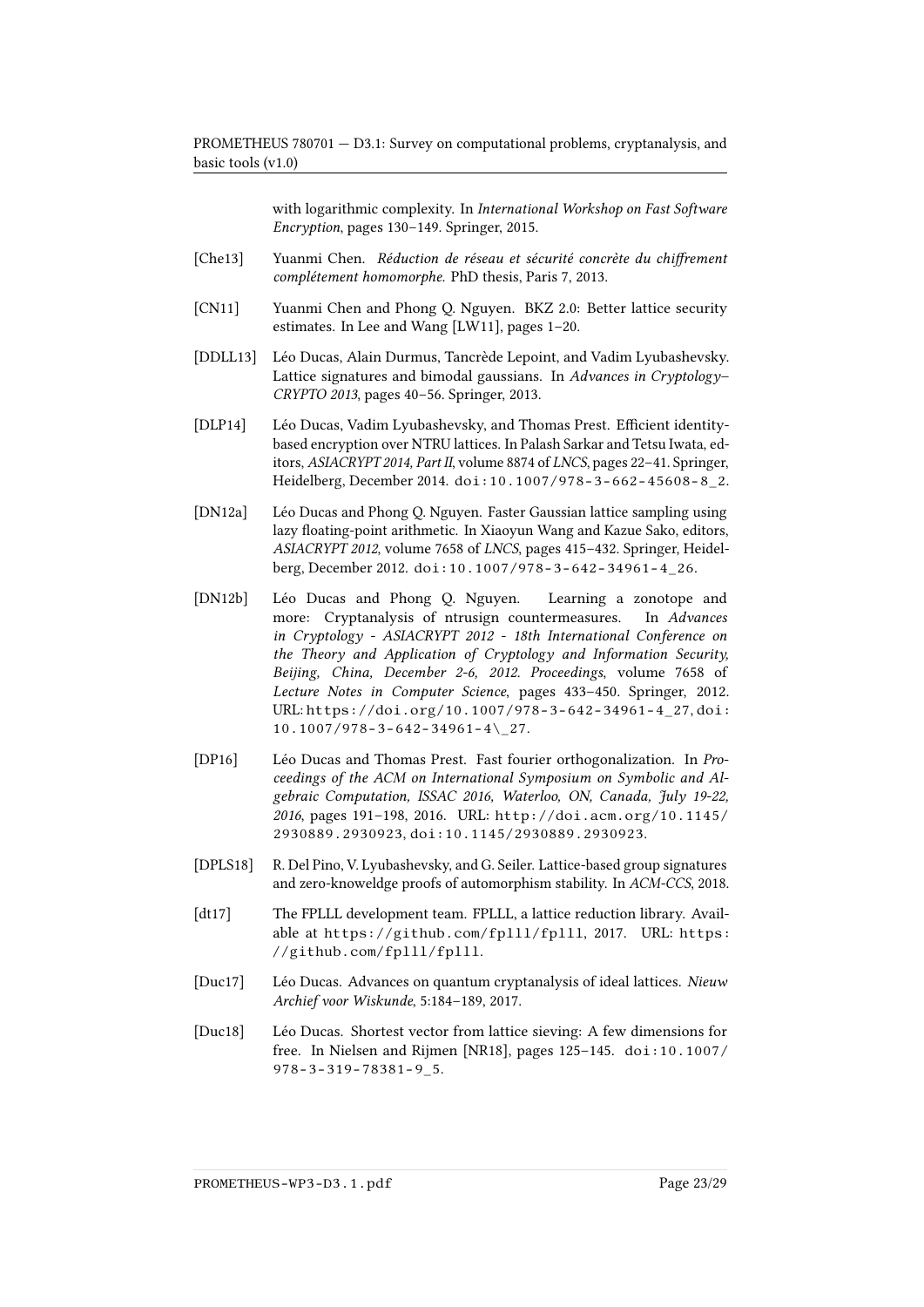with logarithmic complexity. In *International Workshop on Fast Software Encryption*, pages 130–149. Springer, 2015.

[Che13] Yuanmi Chen. *Réduction de réseau et sécurité concrète du chiffrement complétement homomorphe*. PhD thesis, Paris 7, 2013.

[CN11] Yuanmi Chen and Phong Q. Nguyen. BKZ 2.0: Better lattice security estimates. In Lee and Wang [LW11], pages 1–20.

[DDLL13] Léo Ducas, Alain Durmus, Tancrède Lepoint, and Vadim Lyubashevsky. Lattice signatures and bimodal gaussians. In *Advances in Cryptology–CRYPTO 2013*, pages 40–56. Springer, 2013.

[DLP14] Léo Ducas, Vadim Lyubashevsky, and Thomas Prest. Efficient identity-based encryption over NTRU lattices. In Palash Sarkar and Tetsu Iwata, editors, *ASIACRYPT 2014, Part II*, volume 8874 of *LNCS*, pages 22–41. Springer, Heidelberg, December 2014. doi:10.1007/978-3-662-45608-8_2.

[DN12a] Léo Ducas and Phong Q. Nguyen. Faster Gaussian lattice sampling using lazy floating-point arithmetic. In Xiaoyun Wang and Kazue Sako, editors, *ASIACRYPT 2012*, volume 7658 of *LNCS*, pages 415–432. Springer, Heidelberg, December 2012. doi:10.1007/978-3-642-34961-4_26.

[DN12b] Léo Ducas and Phong Q. Nguyen. Learning a zonotope and more: Cryptanalysis of ntrusign countermeasures. In *Advances in Cryptology - ASIACRYPT 2012 - 18th International Conference on the Theory and Application of Cryptology and Information Security, Beijing, China, December 2-6, 2012. Proceedings*, volume 7658 of *Lecture Notes in Computer Science*, pages 433–450. Springer, 2012. URL: https://doi.org/10.1007/978-3-642-34961-4_27, doi:10.1007/978-3-642-34961-4\_27.

[DP16] Léo Ducas and Thomas Prest. Fast fourier orthogonalization. In *Proceedings of the ACM on International Symposium on Symbolic and Algebraic Computation, ISSAC 2016, Waterloo, ON, Canada, July 19-22, 2016*, pages 191–198, 2016. URL: http://doi.acm.org/10.1145/2930889.2930923, doi:10.1145/2930889.2930923.

[DPLS18] R. Del Pino, V. Lyubashevsky, and G. Seiler. Lattice-based group signatures and zero-knoweldge proofs of automorphism stability. In *ACM-CCS*, 2018.

[dt17] The FPLLL development team. FPLLL, a lattice reduction library. Available at https://github.com/fplll/fplll, 2017. URL: https://github.com/fplll/fplll.

[Duc17] Léo Ducas. Advances on quantum cryptanalysis of ideal lattices. *Nieuw Archief voor Wiskunde*, 5:184–189, 2017.

[Duc18] Léo Ducas. Shortest vector from lattice sieving: A few dimensions for free. In Nielsen and Rijmen [NR18], pages 125–145. doi:10.1007/978-3-319-78381-9_5.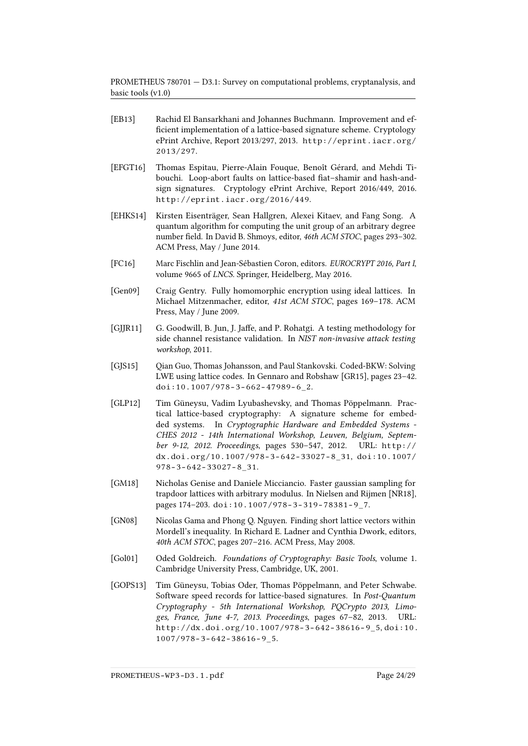[EB13] Rachid El Bansarkhani and Johannes Buchmann. Improvement and efficient implementation of a lattice-based signature scheme. Cryptology ePrint Archive, Report 2013/297, 2013. http://eprint.iacr.org/2013/297.

[EFGT16] Thomas Espitau, Pierre-Alain Fouque, Benoît Gérard, and Mehdi Tibouchi. Loop-abort faults on lattice-based fiat–shamir and hash-and-sign signatures. Cryptology ePrint Archive, Report 2016/449, 2016. http://eprint.iacr.org/2016/449.

[EHKS14] Kirsten Eisenträger, Sean Hallgren, Alexei Kitaev, and Fang Song. A quantum algorithm for computing the unit group of an arbitrary degree number field. In David B. Shmoys, editor, *46th ACM STOC*, pages 293–302. ACM Press, May / June 2014.

[FC16] Marc Fischlin and Jean-Sébastien Coron, editors. *EUROCRYPT 2016, Part I*, volume 9665 of *LNCS*. Springer, Heidelberg, May 2016.

[Gen09] Craig Gentry. Fully homomorphic encryption using ideal lattices. In Michael Mitzenmacher, editor, *41st ACM STOC*, pages 169–178. ACM Press, May / June 2009.

[GJJR11] G. Goodwill, B. Jun, J. Jaffe, and P. Rohatgi. A testing methodology for side channel resistance validation. In *NIST non-invasive attack testing workshop*, 2011.

[GJS15] Qian Guo, Thomas Johansson, and Paul Stankovski. Coded-BKW: Solving LWE using lattice codes. In Gennaro and Robshaw [GR15], pages 23–42. doi:10.1007/978-3-662-47989-6_2.

[GLP12] Tim Güneysu, Vadim Lyubashevsky, and Thomas Pöppelmann. Practical lattice-based cryptography: A signature scheme for embedded systems. In *Cryptographic Hardware and Embedded Systems - CHES 2012 - 14th International Workshop, Leuven, Belgium, September 9-12, 2012. Proceedings*, pages 530–547, 2012. URL: http://dx.doi.org/10.1007/978-3-642-33027-8_31, doi:10.1007/978-3-642-33027-8_31.

[GM18] Nicholas Genise and Daniele Micciancio. Faster gaussian sampling for trapdoor lattices with arbitrary modulus. In Nielsen and Rijmen [NR18], pages 174–203. doi:10.1007/978-3-319-78381-9_7.

[GN08] Nicolas Gama and Phong Q. Nguyen. Finding short lattice vectors within Mordell's inequality. In Richard E. Ladner and Cynthia Dwork, editors, *40th ACM STOC*, pages 207–216. ACM Press, May 2008.

[Gol01] Oded Goldreich. *Foundations of Cryptography: Basic Tools*, volume 1. Cambridge University Press, Cambridge, UK, 2001.

[GOPS13] Tim Güneysu, Tobias Oder, Thomas Pöppelmann, and Peter Schwabe. Software speed records for lattice-based signatures. In *Post-Quantum Cryptography - 5th International Workshop, PQCrypto 2013, Limoges, France, June 4-7, 2013. Proceedings*, pages 67–82, 2013. URL: http://dx.doi.org/10.1007/978-3-642-38616-9_5, doi:10.1007/978-3-642-38616-9_5.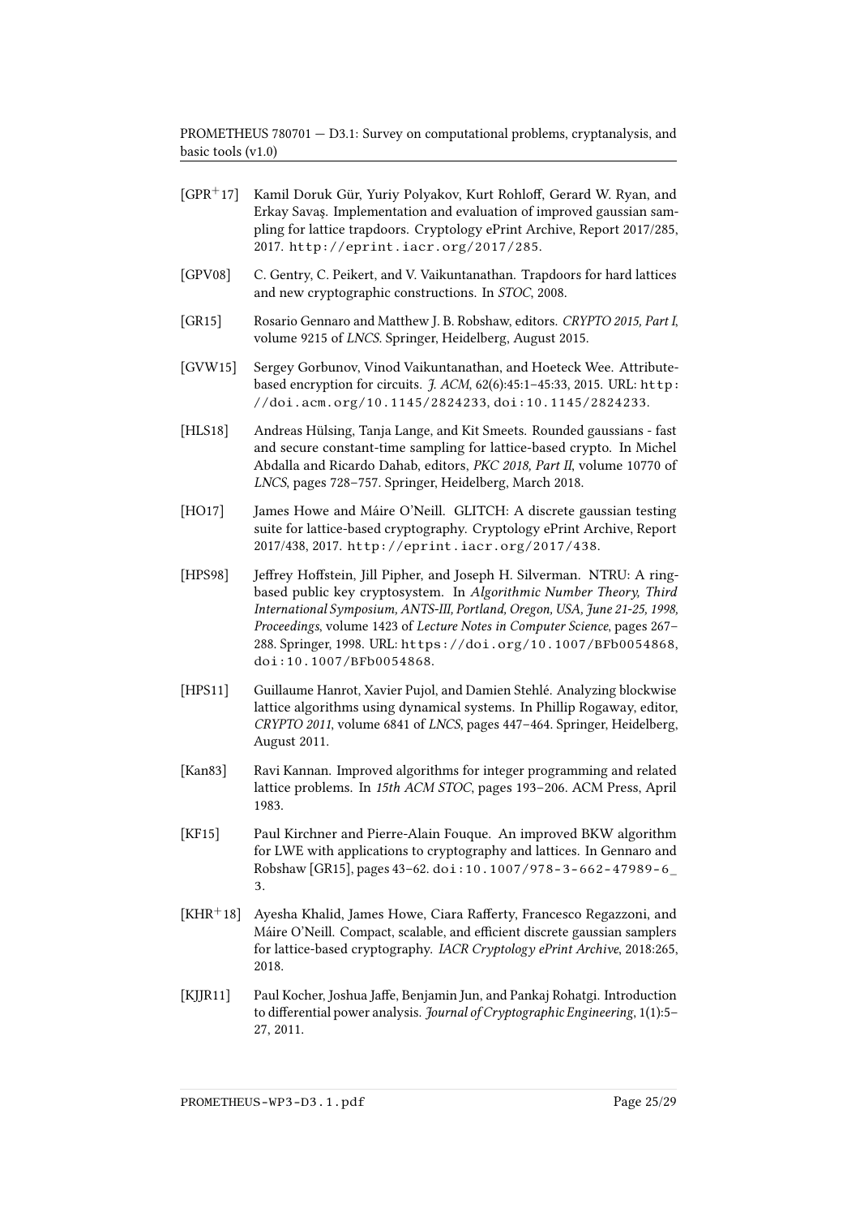[GPR+17] Kamil Doruk Gür, Yuriy Polyakov, Kurt Rohloff, Gerard W. Ryan, and Erkay Savaş. Implementation and evaluation of improved gaussian sampling for lattice trapdoors. Cryptology ePrint Archive, Report 2017/285, 2017. http://eprint.iacr.org/2017/285.

[GPV08] C. Gentry, C. Peikert, and V. Vaikuntanathan. Trapdoors for hard lattices and new cryptographic constructions. In *STOC*, 2008.

[GR15] Rosario Gennaro and Matthew J. B. Robshaw, editors. *CRYPTO 2015, Part I*, volume 9215 of *LNCS*. Springer, Heidelberg, August 2015.

[GVW15] Sergey Gorbunov, Vinod Vaikuntanathan, and Hoeteck Wee. Attribute-based encryption for circuits. *J. ACM*, 62(6):45:1–45:33, 2015. URL: http://doi.acm.org/10.1145/2824233, doi:10.1145/2824233.

[HLS18] Andreas Hülsing, Tanja Lange, and Kit Smeets. Rounded gaussians - fast and secure constant-time sampling for lattice-based crypto. In Michel Abdalla and Ricardo Dahab, editors, *PKC 2018, Part II*, volume 10770 of *LNCS*, pages 728–757. Springer, Heidelberg, March 2018.

[HO17] James Howe and Máire O'Neill. GLITCH: A discrete gaussian testing suite for lattice-based cryptography. Cryptology ePrint Archive, Report 2017/438, 2017. http://eprint.iacr.org/2017/438.

[HPS98] Jeffrey Hoffstein, Jill Pipher, and Joseph H. Silverman. NTRU: A ring-based public key cryptosystem. In *Algorithmic Number Theory, Third International Symposium, ANTS-III, Portland, Oregon, USA, June 21-25, 1998, Proceedings*, volume 1423 of *Lecture Notes in Computer Science*, pages 267–288. Springer, 1998. URL: https://doi.org/10.1007/BFb0054868, doi:10.1007/BFb0054868.

[HPS11] Guillaume Hanrot, Xavier Pujol, and Damien Stehlé. Analyzing blockwise lattice algorithms using dynamical systems. In Phillip Rogaway, editor, *CRYPTO 2011*, volume 6841 of *LNCS*, pages 447–464. Springer, Heidelberg, August 2011.

[Kan83] Ravi Kannan. Improved algorithms for integer programming and related lattice problems. In *15th ACM STOC*, pages 193–206. ACM Press, April 1983.

[KF15] Paul Kirchner and Pierre-Alain Fouque. An improved BKW algorithm for LWE with applications to cryptography and lattices. In Gennaro and Robshaw [GR15], pages 43–62. doi:10.1007/978-3-662-47989-6_3.

[KHR+18] Ayesha Khalid, James Howe, Ciara Rafferty, Francesco Regazzoni, and Máire O'Neill. Compact, scalable, and efficient discrete gaussian samplers for lattice-based cryptography. *IACR Cryptology ePrint Archive*, 2018:265, 2018.

[KJJR11] Paul Kocher, Joshua Jaffe, Benjamin Jun, and Pankaj Rohatgi. Introduction to differential power analysis. *Journal of Cryptographic Engineering*, 1(1):5–27, 2011.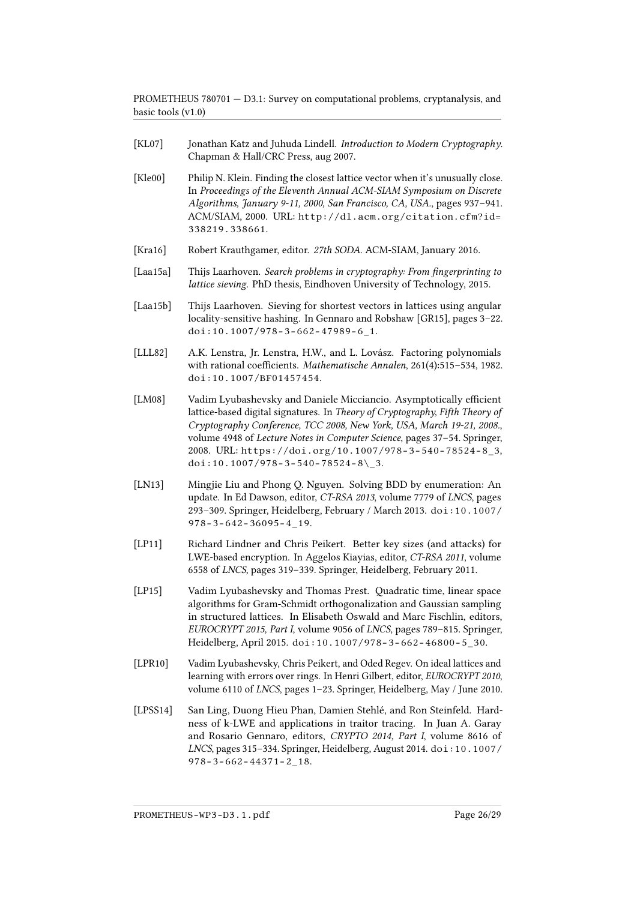[KL07] Jonathan Katz and Juhuda Lindell. *Introduction to Modern Cryptography*. Chapman & Hall/CRC Press, aug 2007.

[Kle00] Philip N. Klein. Finding the closest lattice vector when it's unusually close. In *Proceedings of the Eleventh Annual ACM-SIAM Symposium on Discrete Algorithms, January 9-11, 2000, San Francisco, CA, USA.*, pages 937–941. ACM/SIAM, 2000. URL: http://dl.acm.org/citation.cfm?id=338219.338661.

[Kra16] Robert Krauthgamer, editor. *27th SODA*. ACM-SIAM, January 2016.

[Laa15a] Thijs Laarhoven. *Search problems in cryptography: From fingerprinting to lattice sieving*. PhD thesis, Eindhoven University of Technology, 2015.

[Laa15b] Thijs Laarhoven. Sieving for shortest vectors in lattices using angular locality-sensitive hashing. In Gennaro and Robshaw [GR15], pages 3–22. doi:10.1007/978-3-662-47989-6_1.

[LLL82] A.K. Lenstra, Jr. Lenstra, H.W., and L. Lovász. Factoring polynomials with rational coefficients. *Mathematische Annalen*, 261(4):515–534, 1982. doi:10.1007/BF01457454.

[LM08] Vadim Lyubashevsky and Daniele Micciancio. Asymptotically efficient lattice-based digital signatures. In *Theory of Cryptography, Fifth Theory of Cryptography Conference, TCC 2008, New York, USA, March 19-21, 2008.*, volume 4948 of *Lecture Notes in Computer Science*, pages 37–54. Springer, 2008. URL: https://doi.org/10.1007/978-3-540-78524-8_3, doi:10.1007/978-3-540-78524-8\_3.

[LN13] Mingjie Liu and Phong Q. Nguyen. Solving BDD by enumeration: An update. In Ed Dawson, editor, *CT-RSA 2013*, volume 7779 of *LNCS*, pages 293–309. Springer, Heidelberg, February / March 2013. doi:10.1007/978-3-642-36095-4_19.

[LP11] Richard Lindner and Chris Peikert. Better key sizes (and attacks) for LWE-based encryption. In Aggelos Kiayias, editor, *CT-RSA 2011*, volume 6558 of *LNCS*, pages 319–339. Springer, Heidelberg, February 2011.

[LP15] Vadim Lyubashevsky and Thomas Prest. Quadratic time, linear space algorithms for Gram-Schmidt orthogonalization and Gaussian sampling in structured lattices. In Elisabeth Oswald and Marc Fischlin, editors, *EUROCRYPT 2015, Part I*, volume 9056 of *LNCS*, pages 789–815. Springer, Heidelberg, April 2015. doi:10.1007/978-3-662-46800-5_30.

[LPR10] Vadim Lyubashevsky, Chris Peikert, and Oded Regev. On ideal lattices and learning with errors over rings. In Henri Gilbert, editor, *EUROCRYPT 2010*, volume 6110 of *LNCS*, pages 1–23. Springer, Heidelberg, May / June 2010.

[LPSS14] San Ling, Duong Hieu Phan, Damien Stehlé, and Ron Steinfeld. Hardness of k-LWE and applications in traitor tracing. In Juan A. Garay and Rosario Gennaro, editors, *CRYPTO 2014, Part I*, volume 8616 of *LNCS*, pages 315–334. Springer, Heidelberg, August 2014. doi:10.1007/978-3-662-44371-2_18.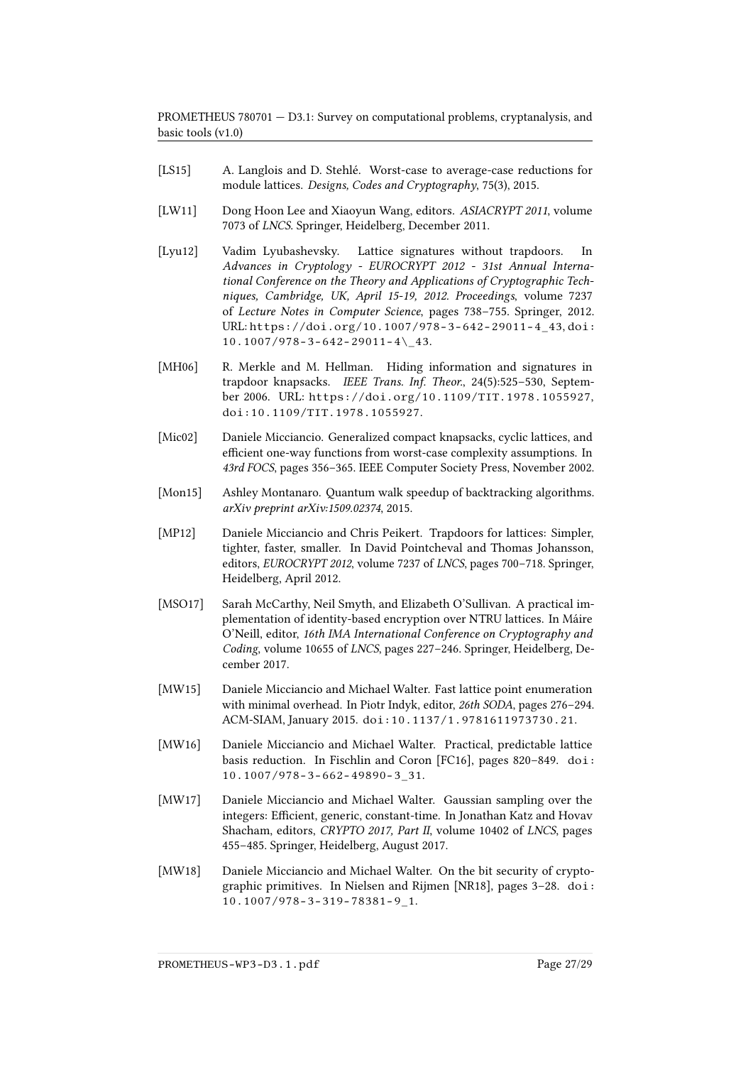[LS15] A. Langlois and D. Stehlé. Worst-case to average-case reductions for module lattices. *Designs, Codes and Cryptography*, 75(3), 2015.

[LW11] Dong Hoon Lee and Xiaoyun Wang, editors. *ASIACRYPT 2011*, volume 7073 of *LNCS*. Springer, Heidelberg, December 2011.

[Lyu12] Vadim Lyubashevsky. Lattice signatures without trapdoors. In *Advances in Cryptology - EUROCRYPT 2012 - 31st Annual International Conference on the Theory and Applications of Cryptographic Techniques, Cambridge, UK, April 15-19, 2012. Proceedings*, volume 7237 of *Lecture Notes in Computer Science*, pages 738–755. Springer, 2012. URL: https://doi.org/10.1007/978-3-642-29011-4_43, doi:10.1007/978-3-642-29011-4\_43.

[MH06] R. Merkle and M. Hellman. Hiding information and signatures in trapdoor knapsacks. *IEEE Trans. Inf. Theor.*, 24(5):525–530, September 2006. URL: https://doi.org/10.1109/TIT.1978.1055927, doi:10.1109/TIT.1978.1055927.

[Mic02] Daniele Micciancio. Generalized compact knapsacks, cyclic lattices, and efficient one-way functions from worst-case complexity assumptions. In *43rd FOCS*, pages 356–365. IEEE Computer Society Press, November 2002.

[Mon15] Ashley Montanaro. Quantum walk speedup of backtracking algorithms. *arXiv preprint arXiv:1509.02374*, 2015.

[MP12] Daniele Micciancio and Chris Peikert. Trapdoors for lattices: Simpler, tighter, faster, smaller. In David Pointcheval and Thomas Johansson, editors, *EUROCRYPT 2012*, volume 7237 of *LNCS*, pages 700–718. Springer, Heidelberg, April 2012.

[MSO17] Sarah McCarthy, Neil Smyth, and Elizabeth O'Sullivan. A practical implementation of identity-based encryption over NTRU lattices. In Máire O'Neill, editor, *16th IMA International Conference on Cryptography and Coding*, volume 10655 of *LNCS*, pages 227–246. Springer, Heidelberg, December 2017.

[MW15] Daniele Micciancio and Michael Walter. Fast lattice point enumeration with minimal overhead. In Piotr Indyk, editor, *26th SODA*, pages 276–294. ACM-SIAM, January 2015. doi:10.1137/1.9781611973730.21.

[MW16] Daniele Micciancio and Michael Walter. Practical, predictable lattice basis reduction. In Fischlin and Coron [FC16], pages 820–849. doi:10.1007/978-3-662-49890-3_31.

[MW17] Daniele Micciancio and Michael Walter. Gaussian sampling over the integers: Efficient, generic, constant-time. In Jonathan Katz and Hovav Shacham, editors, *CRYPTO 2017, Part II*, volume 10402 of *LNCS*, pages 455–485. Springer, Heidelberg, August 2017.

[MW18] Daniele Micciancio and Michael Walter. On the bit security of cryptographic primitives. In Nielsen and Rijmen [NR18], pages 3–28. doi:10.1007/978-3-319-78381-9_1.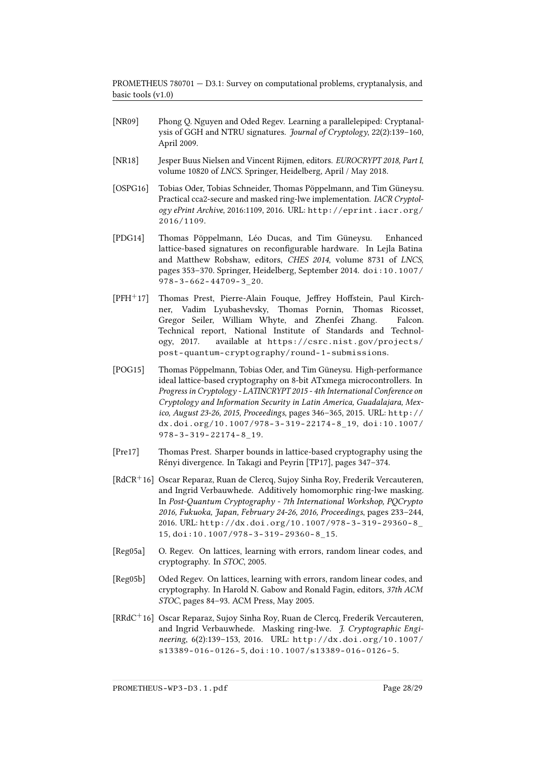[NR09] Phong Q. Nguyen and Oded Regev. Learning a parallelepiped: Cryptanalysis of GGH and NTRU signatures. *Journal of Cryptology*, 22(2):139–160, April 2009.

[NR18] Jesper Buus Nielsen and Vincent Rijmen, editors. *EUROCRYPT 2018, Part I*, volume 10820 of *LNCS*. Springer, Heidelberg, April / May 2018.

[OSPG16] Tobias Oder, Tobias Schneider, Thomas Pöppelmann, and Tim Güneysu. Practical cca2-secure and masked ring-lwe implementation. *IACR Cryptology ePrint Archive*, 2016:1109, 2016. URL: http://eprint.iacr.org/2016/1109.

[PDG14] Thomas Pöppelmann, Léo Ducas, and Tim Güneysu. Enhanced lattice-based signatures on reconfigurable hardware. In Lejla Batina and Matthew Robshaw, editors, *CHES 2014*, volume 8731 of *LNCS*, pages 353–370. Springer, Heidelberg, September 2014. doi:10.1007/978-3-662-44709-3_20.

[PFH+17] Thomas Prest, Pierre-Alain Fouque, Jeffrey Hoffstein, Paul Kirchner, Vadim Lyubashevsky, Thomas Pornin, Thomas Ricosset, Gregor Seiler, William Whyte, and Zhenfei Zhang. Falcon. Technical report, National Institute of Standards and Technology, 2017. available at https://csrc.nist.gov/projects/post-quantum-cryptography/round-1-submissions.

[POG15] Thomas Pöppelmann, Tobias Oder, and Tim Güneysu. High-performance ideal lattice-based cryptography on 8-bit ATxmega microcontrollers. In *Progress in Cryptology - LATINCRYPT 2015 - 4th International Conference on Cryptology and Information Security in Latin America, Guadalajara, Mexico, August 23-26, 2015, Proceedings*, pages 346–365, 2015. URL: http://dx.doi.org/10.1007/978-3-319-22174-8_19, doi:10.1007/978-3-319-22174-8_19.

[Pre17] Thomas Prest. Sharper bounds in lattice-based cryptography using the Rényi divergence. In Takagi and Peyrin [TP17], pages 347–374.

[RdCR+16] Oscar Reparaz, Ruan de Clercq, Sujoy Sinha Roy, Frederik Vercauteren, and Ingrid Verbauwhede. Additively homomorphic ring-lwe masking. In *Post-Quantum Cryptography - 7th International Workshop, PQCrypto 2016, Fukuoka, Japan, February 24-26, 2016, Proceedings*, pages 233–244, 2016. URL: http://dx.doi.org/10.1007/978-3-319-29360-8_15, doi:10.1007/978-3-319-29360-8_15.

[Reg05a] O. Regev. On lattices, learning with errors, random linear codes, and cryptography. In *STOC*, 2005.

[Reg05b] Oded Regev. On lattices, learning with errors, random linear codes, and cryptography. In Harold N. Gabow and Ronald Fagin, editors, *37th ACM STOC*, pages 84–93. ACM Press, May 2005.

[RRdC+16] Oscar Reparaz, Sujoy Sinha Roy, Ruan de Clercq, Frederik Vercauteren, and Ingrid Verbauwhede. Masking ring-lwe. *J. Cryptographic Engineering*, 6(2):139–153, 2016. URL: http://dx.doi.org/10.1007/s13389-016-0126-5, doi:10.1007/s13389-016-0126-5.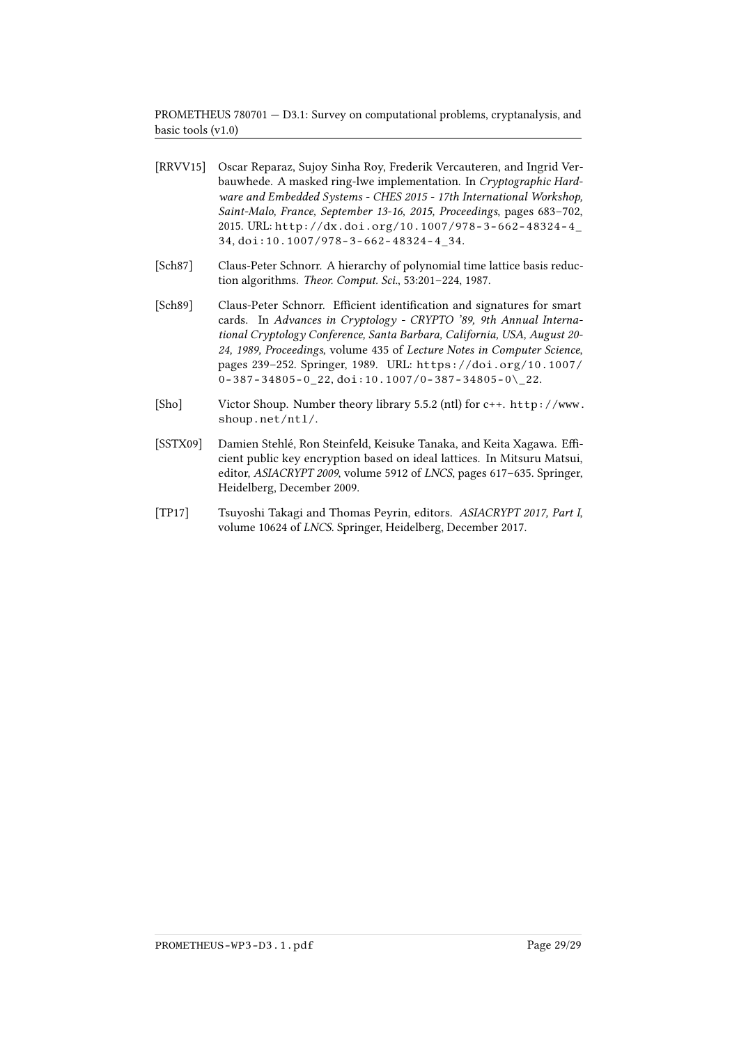[RRVV15] Oscar Reparaz, Sujoy Sinha Roy, Frederik Vercauteren, and Ingrid Verbauwhede. A masked ring-lwe implementation. In *Cryptographic Hardware and Embedded Systems - CHES 2015 - 17th International Workshop, Saint-Malo, France, September 13-16, 2015, Proceedings*, pages 683–702, 2015. URL: http://dx.doi.org/10.1007/978-3-662-48324-4_34, doi:10.1007/978-3-662-48324-4_34.

[Sch87] Claus-Peter Schnorr. A hierarchy of polynomial time lattice basis reduction algorithms. *Theor. Comput. Sci.*, 53:201–224, 1987.

[Sch89] Claus-Peter Schnorr. Efficient identification and signatures for smart cards. In *Advances in Cryptology - CRYPTO '89, 9th Annual International Cryptology Conference, Santa Barbara, California, USA, August 20-24, 1989, Proceedings*, volume 435 of *Lecture Notes in Computer Science*, pages 239–252. Springer, 1989. URL: https://doi.org/10.1007/0-387-34805-0_22, doi:10.1007/0-387-34805-0\_22.

[Sho] Victor Shoup. Number theory library 5.5.2 (ntl) for c++. http://www.shoup.net/ntl/.

[SSTX09] Damien Stehlé, Ron Steinfeld, Keisuke Tanaka, and Keita Xagawa. Efficient public key encryption based on ideal lattices. In Mitsuru Matsui, editor, *ASIACRYPT 2009*, volume 5912 of *LNCS*, pages 617–635. Springer, Heidelberg, December 2009.

[TP17] Tsuyoshi Takagi and Thomas Peyrin, editors. *ASIACRYPT 2017, Part I*, volume 10624 of *LNCS*. Springer, Heidelberg, December 2017.